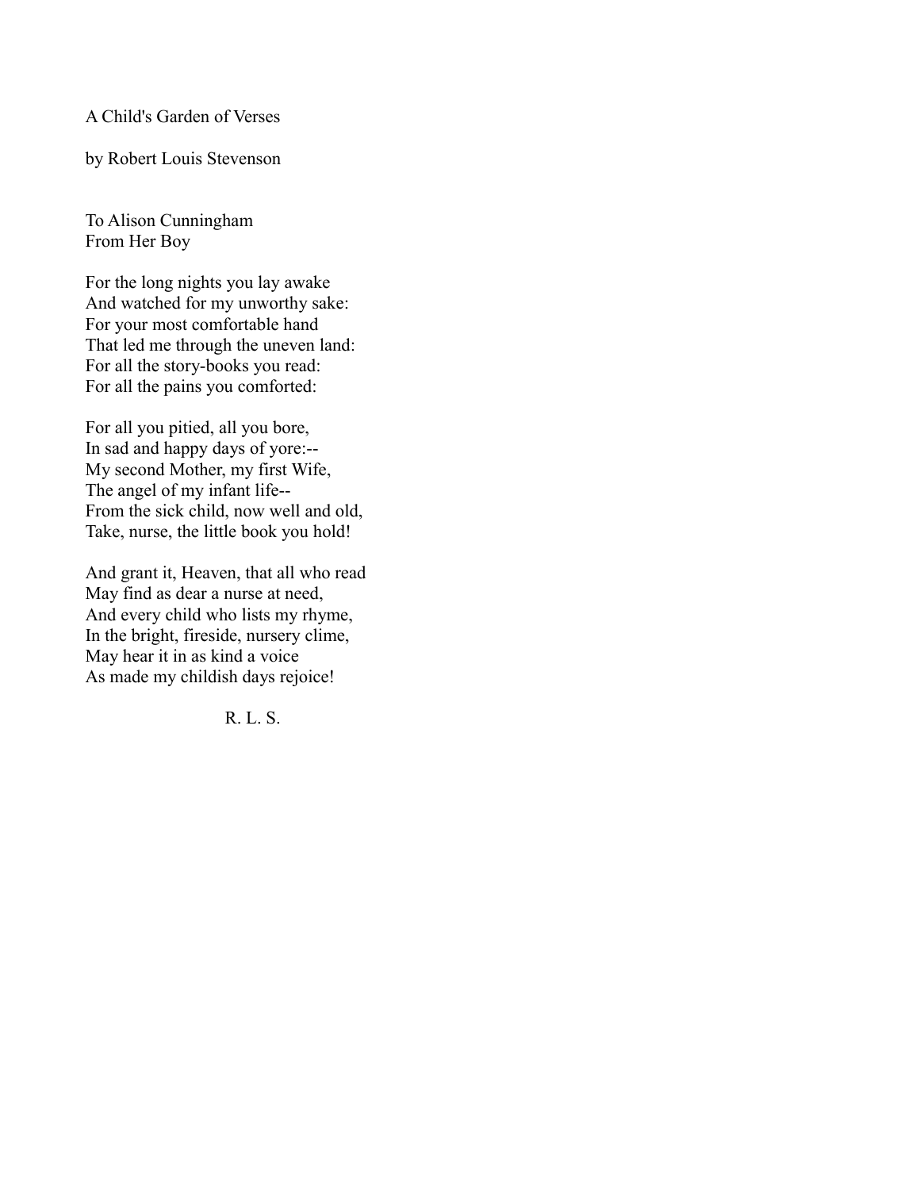# A Child's Garden of Verses

by Robert Louis Stevenson

## To Alison Cunningham
## From Her Boy

For the long nights you lay awake  
And watched for my unworthy sake:  
For your most comfortable hand  
That led me through the uneven land:  
For all the story-books you read:  
For all the pains you comforted:

For all you pitied, all you bore,  
In sad and happy days of yore:--  
My second Mother, my first Wife,  
The angel of my infant life--  
From the sick child, now well and old,  
Take, nurse, the little book you hold!

And grant it, Heaven, that all who read  
May find as dear a nurse at need,  
And every child who lists my rhyme,  
In the bright, fireside, nursery clime,  
May hear it in as kind a voice  
As made my childish days rejoice!

R. L. S.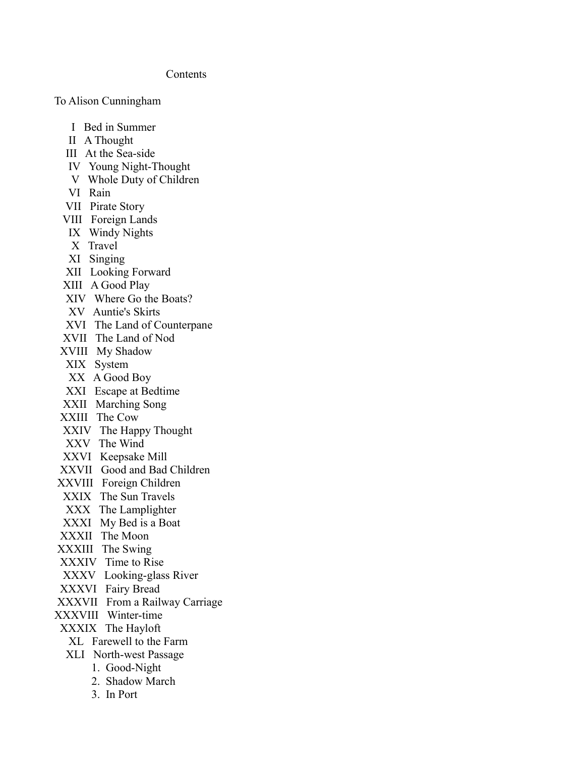## Contents

To Alison Cunningham

- I Bed in Summer
- II A Thought
- III At the Sea-side
- IV Young Night-Thought
- V Whole Duty of Children
- VI Rain
- VII Pirate Story
- VIII Foreign Lands
- IX Windy Nights
- X Travel
- XI Singing
- XII Looking Forward
- XIII A Good Play
- XIV Where Go the Boats?
- XV Auntie's Skirts
- XVI The Land of Counterpane
- XVII The Land of Nod
- XVIII My Shadow
- XIX System
- XX A Good Boy
- XXI Escape at Bedtime
- XXII Marching Song
- XXIII The Cow
- XXIV The Happy Thought
- XXV The Wind
- XXVI Keepsake Mill
- XXVII Good and Bad Children
- XXVIII Foreign Children
- XXIX The Sun Travels
- XXX The Lamplighter
- XXXI My Bed is a Boat
- XXXII The Moon
- XXXIII The Swing
- XXXIV Time to Rise
- XXXV Looking-glass River
- XXXVI Fairy Bread
- XXXVII From a Railway Carriage
- XXXVIII Winter-time
- XXXIX The Hayloft
- XL Farewell to the Farm
- XLI North-west Passage
  1. Good-Night
  2. Shadow March
  3. In Port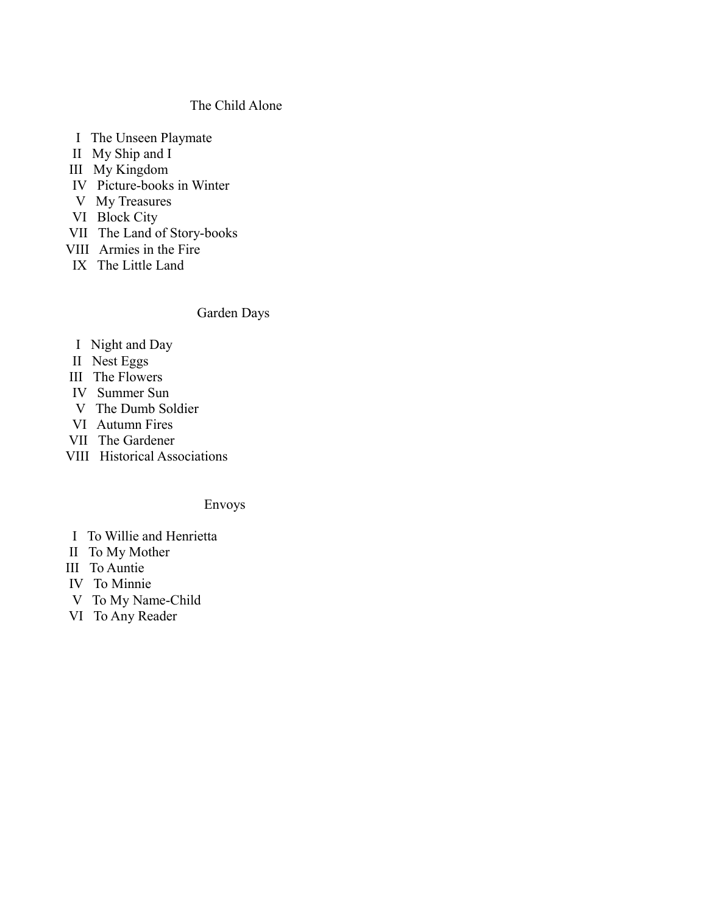## The Child Alone

I The Unseen Playmate
II My Ship and I
III My Kingdom
IV Picture-books in Winter
V My Treasures
VI Block City
VII The Land of Story-books
VIII Armies in the Fire
IX The Little Land

## Garden Days

I Night and Day
II Nest Eggs
III The Flowers
IV Summer Sun
V The Dumb Soldier
VI Autumn Fires
VII The Gardener
VIII Historical Associations

## Envoys

I To Willie and Henrietta
II To My Mother
III To Auntie
IV To Minnie
V To My Name-Child
VI To Any Reader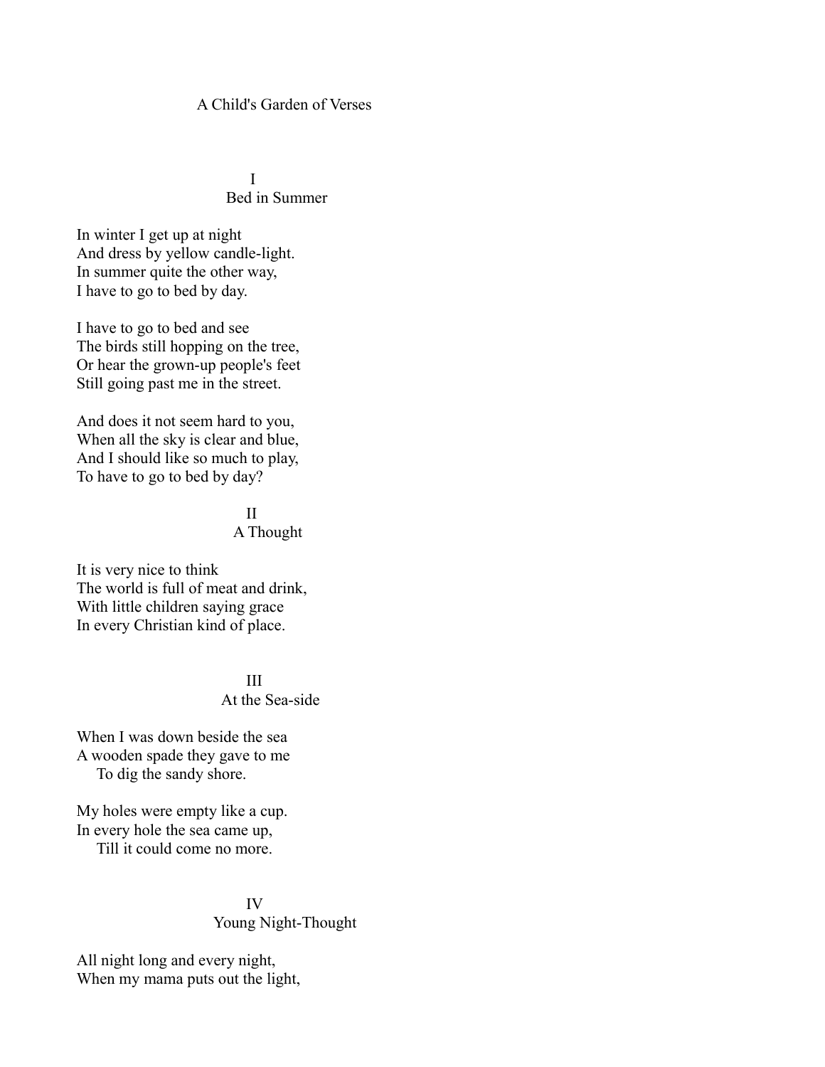# A Child's Garden of Verses

## I
## Bed in Summer

In winter I get up at night  
And dress by yellow candle-light.  
In summer quite the other way,  
I have to go to bed by day.

I have to go to bed and see  
The birds still hopping on the tree,  
Or hear the grown-up people's feet  
Still going past me in the street.

And does it not seem hard to you,  
When all the sky is clear and blue,  
And I should like so much to play,  
To have to go to bed by day?

## II
## A Thought

It is very nice to think  
The world is full of meat and drink,  
With little children saying grace  
In every Christian kind of place.

## III
## At the Sea-side

When I was down beside the sea  
A wooden spade they gave to me  
&nbsp;&nbsp;&nbsp;&nbsp;To dig the sandy shore.

My holes were empty like a cup.  
In every hole the sea came up,  
&nbsp;&nbsp;&nbsp;&nbsp;Till it could come no more.

## IV
## Young Night-Thought

All night long and every night,  
When my mama puts out the light,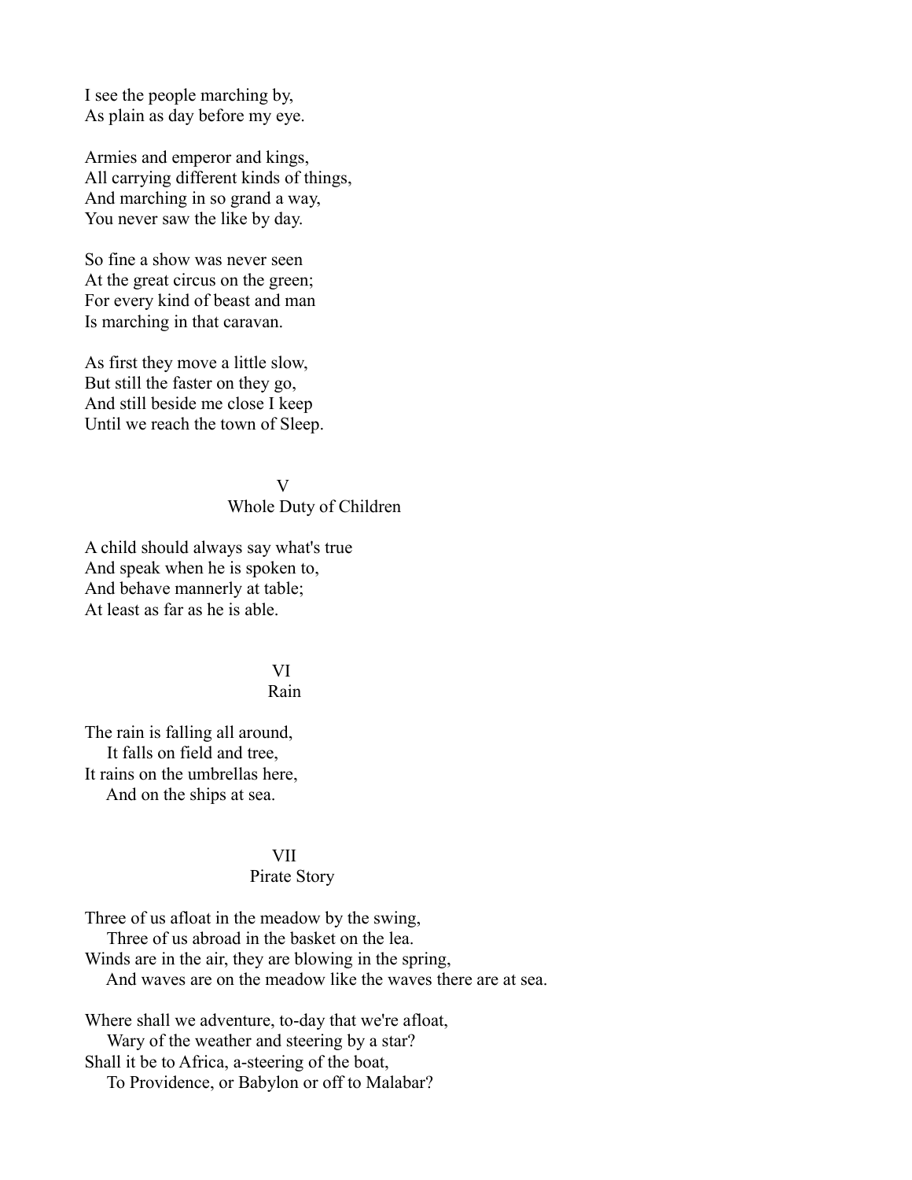I see the people marching by,
As plain as day before my eye.

Armies and emperor and kings,
All carrying different kinds of things,
And marching in so grand a way,
You never saw the like by day.

So fine a show was never seen
At the great circus on the green;
For every kind of beast and man
Is marching in that caravan.

As first they move a little slow,
But still the faster on they go,
And still beside me close I keep
Until we reach the town of Sleep.

## V
## Whole Duty of Children

A child should always say what's true
And speak when he is spoken to,
And behave mannerly at table;
At least as far as he is able.

## VI
## Rain

The rain is falling all around,
    It falls on field and tree,
It rains on the umbrellas here,
    And on the ships at sea.

## VII
## Pirate Story

Three of us afloat in the meadow by the swing,
    Three of us abroad in the basket on the lea.
Winds are in the air, they are blowing in the spring,
    And waves are on the meadow like the waves there are at sea.

Where shall we adventure, to-day that we're afloat,
    Wary of the weather and steering by a star?
Shall it be to Africa, a-steering of the boat,
    To Providence, or Babylon or off to Malabar?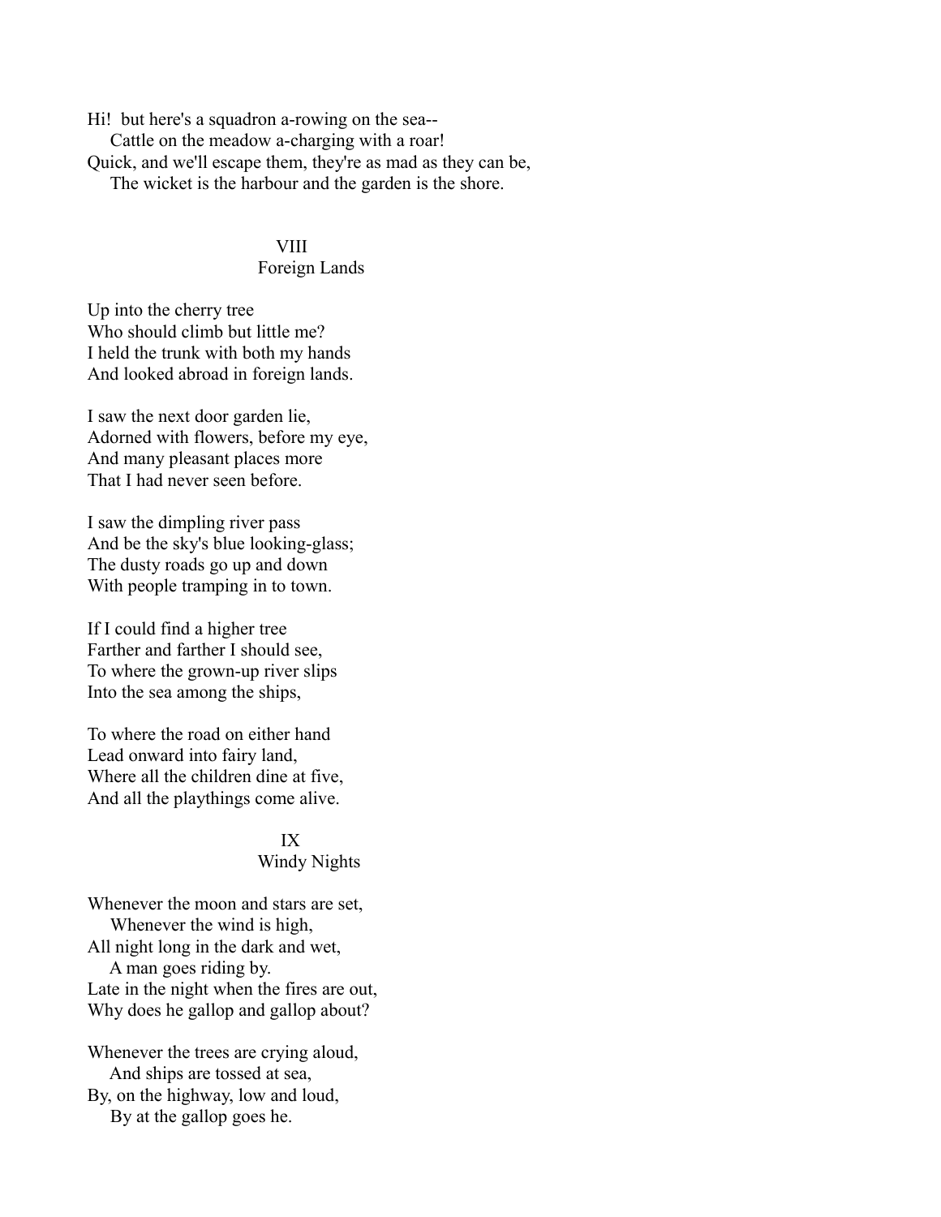Hi!  but here's a squadron a-rowing on the sea--
    Cattle on the meadow a-charging with a roar!
Quick, and we'll escape them, they're as mad as they can be,
    The wicket is the harbour and the garden is the shore.

## VIII
## Foreign Lands

Up into the cherry tree
Who should climb but little me?
I held the trunk with both my hands
And looked abroad in foreign lands.

I saw the next door garden lie,
Adorned with flowers, before my eye,
And many pleasant places more
That I had never seen before.

I saw the dimpling river pass
And be the sky's blue looking-glass;
The dusty roads go up and down
With people tramping in to town.

If I could find a higher tree
Farther and farther I should see,
To where the grown-up river slips
Into the sea among the ships,

To where the road on either hand
Lead onward into fairy land,
Where all the children dine at five,
And all the playthings come alive.

## IX
## Windy Nights

Whenever the moon and stars are set,
    Whenever the wind is high,
All night long in the dark and wet,
    A man goes riding by.
Late in the night when the fires are out,
Why does he gallop and gallop about?

Whenever the trees are crying aloud,
    And ships are tossed at sea,
By, on the highway, low and loud,
    By at the gallop goes he.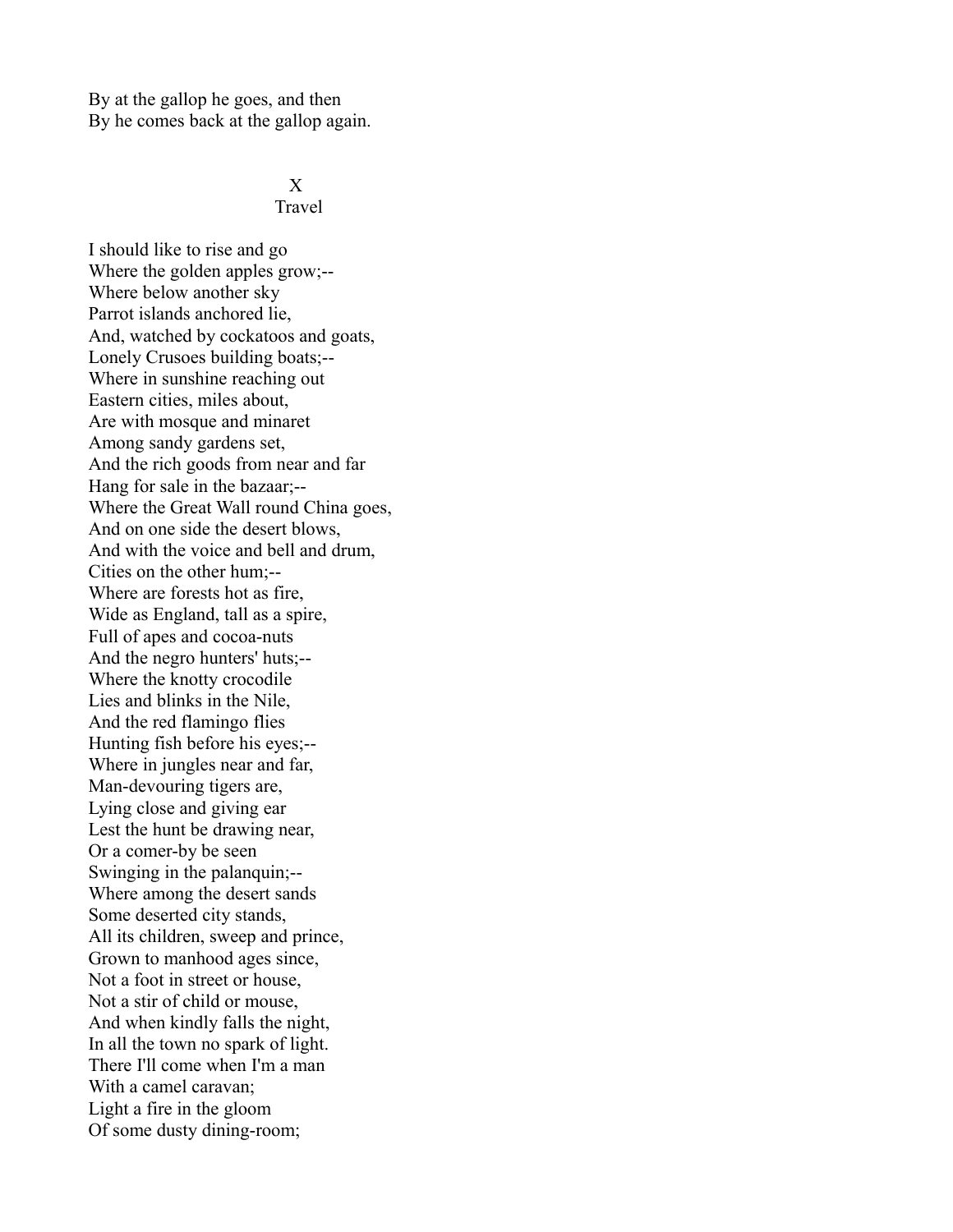By at the gallop he goes, and then  
By he comes back at the gallop again.

## X
## Travel

I should like to rise and go  
Where the golden apples grow;--  
Where below another sky  
Parrot islands anchored lie,  
And, watched by cockatoos and goats,  
Lonely Crusoes building boats;--  
Where in sunshine reaching out  
Eastern cities, miles about,  
Are with mosque and minaret  
Among sandy gardens set,  
And the rich goods from near and far  
Hang for sale in the bazaar;--  
Where the Great Wall round China goes,  
And on one side the desert blows,  
And with the voice and bell and drum,  
Cities on the other hum;--  
Where are forests hot as fire,  
Wide as England, tall as a spire,  
Full of apes and cocoa-nuts  
And the negro hunters' huts;--  
Where the knotty crocodile  
Lies and blinks in the Nile,  
And the red flamingo flies  
Hunting fish before his eyes;--  
Where in jungles near and far,  
Man-devouring tigers are,  
Lying close and giving ear  
Lest the hunt be drawing near,  
Or a comer-by be seen  
Swinging in the palanquin;--  
Where among the desert sands  
Some deserted city stands,  
All its children, sweep and prince,  
Grown to manhood ages since,  
Not a foot in street or house,  
Not a stir of child or mouse,  
And when kindly falls the night,  
In all the town no spark of light.  
There I'll come when I'm a man  
With a camel caravan;  
Light a fire in the gloom  
Of some dusty dining-room;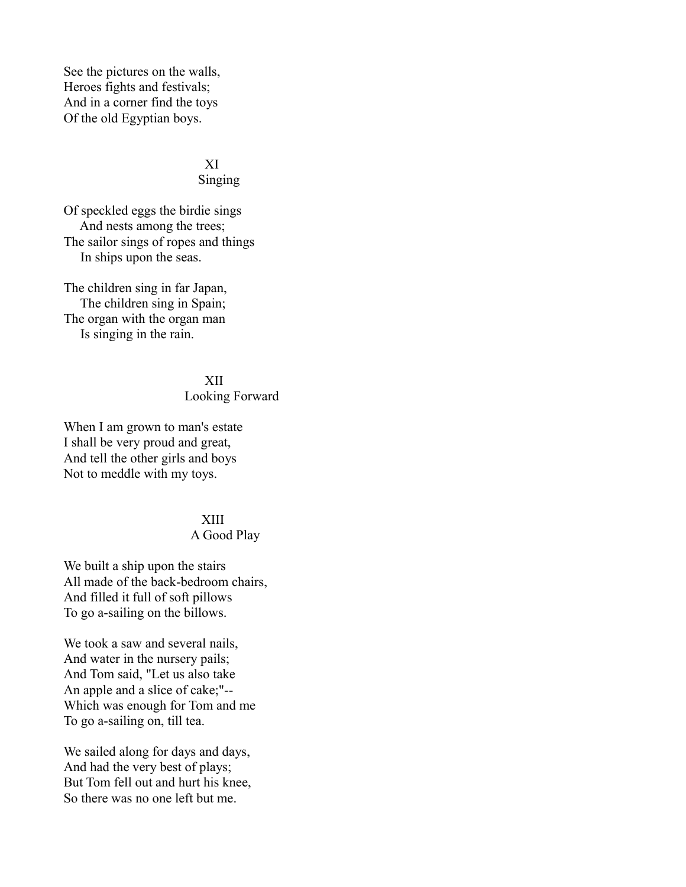See the pictures on the walls,  
Heroes fights and festivals;  
And in a corner find the toys  
Of the old Egyptian boys.

## XI
## Singing

Of speckled eggs the birdie sings  
And nests among the trees;  
The sailor sings of ropes and things  
In ships upon the seas.

The children sing in far Japan,  
The children sing in Spain;  
The organ with the organ man  
Is singing in the rain.

## XII
## Looking Forward

When I am grown to man's estate  
I shall be very proud and great,  
And tell the other girls and boys  
Not to meddle with my toys.

## XIII
## A Good Play

We built a ship upon the stairs  
All made of the back-bedroom chairs,  
And filled it full of soft pillows  
To go a-sailing on the billows.

We took a saw and several nails,  
And water in the nursery pails;  
And Tom said, "Let us also take  
An apple and a slice of cake;"--  
Which was enough for Tom and me  
To go a-sailing on, till tea.

We sailed along for days and days,  
And had the very best of plays;  
But Tom fell out and hurt his knee,  
So there was no one left but me.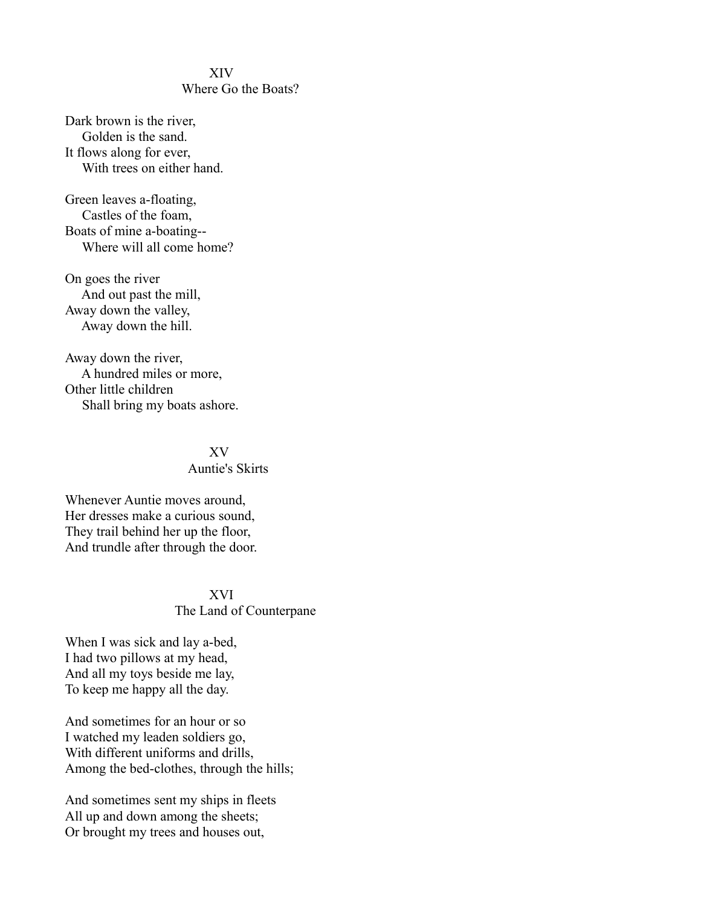## XIV
## Where Go the Boats?

Dark brown is the river,
    Golden is the sand.
It flows along for ever,
    With trees on either hand.

Green leaves a-floating,
    Castles of the foam,
Boats of mine a-boating--
    Where will all come home?

On goes the river
    And out past the mill,
Away down the valley,
    Away down the hill.

Away down the river,
    A hundred miles or more,
Other little children
    Shall bring my boats ashore.

## XV
## Auntie's Skirts

Whenever Auntie moves around,
Her dresses make a curious sound,
They trail behind her up the floor,
And trundle after through the door.

## XVI
## The Land of Counterpane

When I was sick and lay a-bed,
I had two pillows at my head,
And all my toys beside me lay,
To keep me happy all the day.

And sometimes for an hour or so
I watched my leaden soldiers go,
With different uniforms and drills,
Among the bed-clothes, through the hills;

And sometimes sent my ships in fleets
All up and down among the sheets;
Or brought my trees and houses out,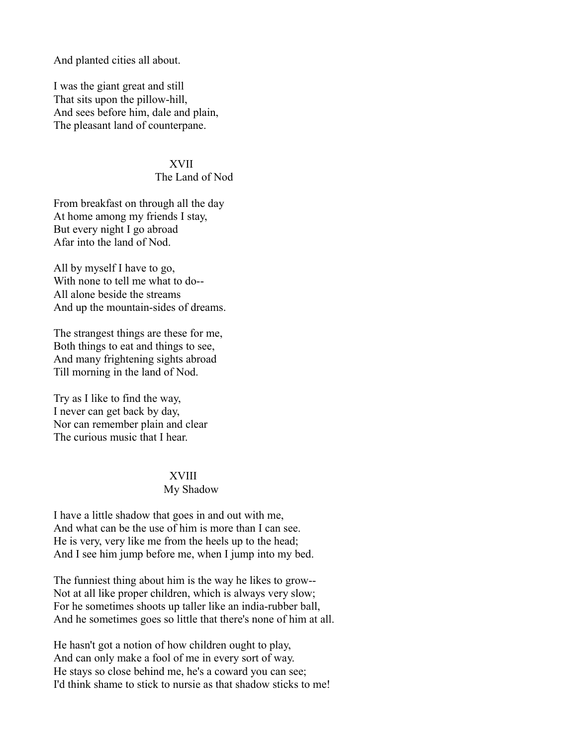And planted cities all about.

I was the giant great and still
That sits upon the pillow-hill,
And sees before him, dale and plain,
The pleasant land of counterpane.

## XVII
## The Land of Nod

From breakfast on through all the day
At home among my friends I stay,
But every night I go abroad
Afar into the land of Nod.

All by myself I have to go,
With none to tell me what to do--
All alone beside the streams
And up the mountain-sides of dreams.

The strangest things are these for me,
Both things to eat and things to see,
And many frightening sights abroad
Till morning in the land of Nod.

Try as I like to find the way,
I never can get back by day,
Nor can remember plain and clear
The curious music that I hear.

## XVIII
## My Shadow

I have a little shadow that goes in and out with me,
And what can be the use of him is more than I can see.
He is very, very like me from the heels up to the head;
And I see him jump before me, when I jump into my bed.

The funniest thing about him is the way he likes to grow--
Not at all like proper children, which is always very slow;
For he sometimes shoots up taller like an india-rubber ball,
And he sometimes goes so little that there's none of him at all.

He hasn't got a notion of how children ought to play,
And can only make a fool of me in every sort of way.
He stays so close behind me, he's a coward you can see;
I'd think shame to stick to nursie as that shadow sticks to me!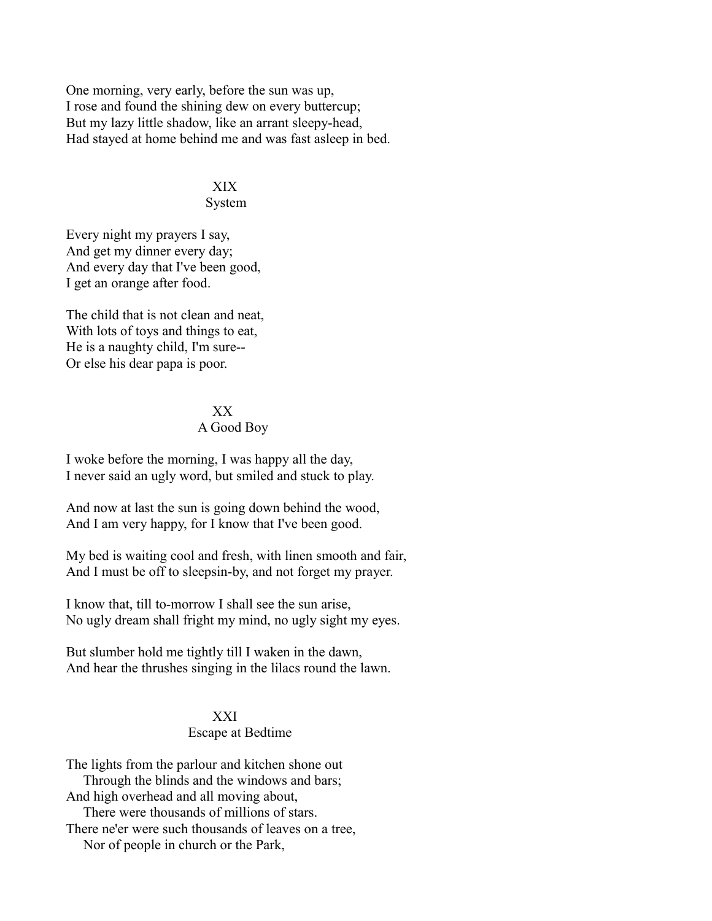One morning, very early, before the sun was up,
I rose and found the shining dew on every buttercup;
But my lazy little shadow, like an arrant sleepy-head,
Had stayed at home behind me and was fast asleep in bed.

## XIX
## System

Every night my prayers I say,
And get my dinner every day;
And every day that I've been good,
I get an orange after food.

The child that is not clean and neat,
With lots of toys and things to eat,
He is a naughty child, I'm sure--
Or else his dear papa is poor.

## XX
## A Good Boy

I woke before the morning, I was happy all the day,
I never said an ugly word, but smiled and stuck to play.

And now at last the sun is going down behind the wood,
And I am very happy, for I know that I've been good.

My bed is waiting cool and fresh, with linen smooth and fair,
And I must be off to sleepsin-by, and not forget my prayer.

I know that, till to-morrow I shall see the sun arise,
No ugly dream shall fright my mind, no ugly sight my eyes.

But slumber hold me tightly till I waken in the dawn,
And hear the thrushes singing in the lilacs round the lawn.

## XXI
## Escape at Bedtime

The lights from the parlour and kitchen shone out
    Through the blinds and the windows and bars;
And high overhead and all moving about,
    There were thousands of millions of stars.
There ne'er were such thousands of leaves on a tree,
    Nor of people in church or the Park,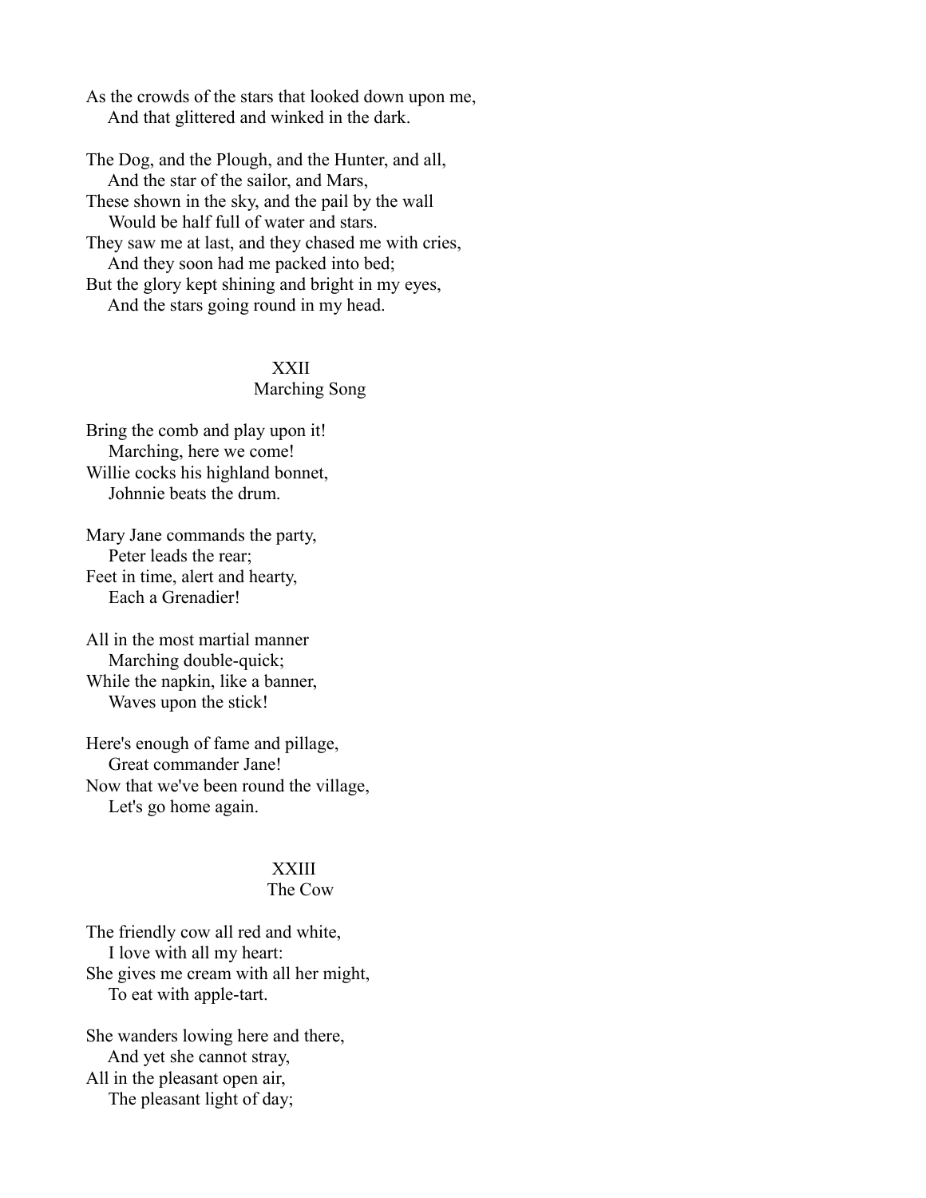As the crowds of the stars that looked down upon me,
    And that glittered and winked in the dark.

The Dog, and the Plough, and the Hunter, and all,
    And the star of the sailor, and Mars,
These shown in the sky, and the pail by the wall
    Would be half full of water and stars.
They saw me at last, and they chased me with cries,
    And they soon had me packed into bed;
But the glory kept shining and bright in my eyes,
    And the stars going round in my head.

## XXII
### Marching Song

Bring the comb and play upon it!
    Marching, here we come!
Willie cocks his highland bonnet,
    Johnnie beats the drum.

Mary Jane commands the party,
    Peter leads the rear;
Feet in time, alert and hearty,
    Each a Grenadier!

All in the most martial manner
    Marching double-quick;
While the napkin, like a banner,
    Waves upon the stick!

Here's enough of fame and pillage,
    Great commander Jane!
Now that we've been round the village,
    Let's go home again.

## XXIII
### The Cow

The friendly cow all red and white,
    I love with all my heart:
She gives me cream with all her might,
    To eat with apple-tart.

She wanders lowing here and there,
    And yet she cannot stray,
All in the pleasant open air,
    The pleasant light of day;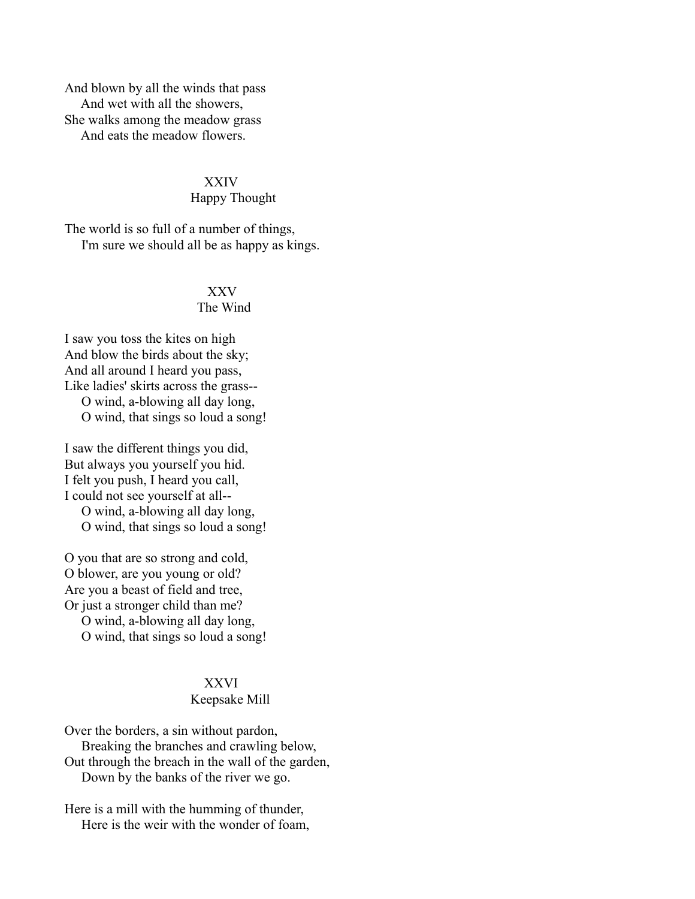And blown by all the winds that pass  
    And wet with all the showers,  
She walks among the meadow grass  
    And eats the meadow flowers.

## XXIV
## Happy Thought

The world is so full of a number of things,  
    I'm sure we should all be as happy as kings.

## XXV
## The Wind

I saw you toss the kites on high  
And blow the birds about the sky;  
And all around I heard you pass,  
Like ladies' skirts across the grass--  
    O wind, a-blowing all day long,  
    O wind, that sings so loud a song!

I saw the different things you did,  
But always you yourself you hid.  
I felt you push, I heard you call,  
I could not see yourself at all--  
    O wind, a-blowing all day long,  
    O wind, that sings so loud a song!

O you that are so strong and cold,  
O blower, are you young or old?  
Are you a beast of field and tree,  
Or just a stronger child than me?  
    O wind, a-blowing all day long,  
    O wind, that sings so loud a song!

## XXVI
## Keepsake Mill

Over the borders, a sin without pardon,  
    Breaking the branches and crawling below,  
Out through the breach in the wall of the garden,  
    Down by the banks of the river we go.

Here is a mill with the humming of thunder,  
    Here is the weir with the wonder of foam,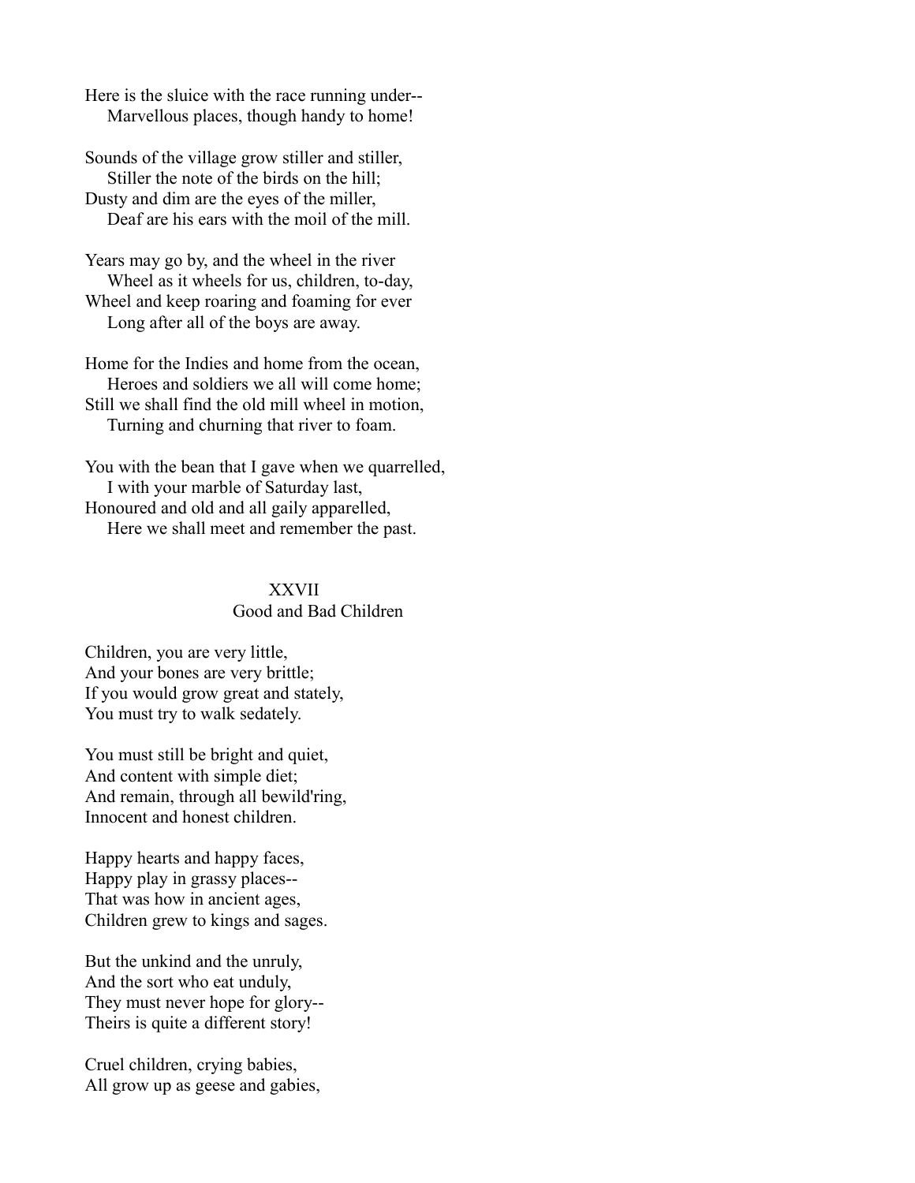Here is the sluice with the race running under--
    Marvellous places, though handy to home!

Sounds of the village grow stiller and stiller,
    Stiller the note of the birds on the hill;
Dusty and dim are the eyes of the miller,
    Deaf are his ears with the moil of the mill.

Years may go by, and the wheel in the river
    Wheel as it wheels for us, children, to-day,
Wheel and keep roaring and foaming for ever
    Long after all of the boys are away.

Home for the Indies and home from the ocean,
    Heroes and soldiers we all will come home;
Still we shall find the old mill wheel in motion,
    Turning and churning that river to foam.

You with the bean that I gave when we quarrelled,
    I with your marble of Saturday last,
Honoured and old and all gaily apparelled,
    Here we shall meet and remember the past.

## XXVII
## Good and Bad Children

Children, you are very little,
And your bones are very brittle;
If you would grow great and stately,
You must try to walk sedately.

You must still be bright and quiet,
And content with simple diet;
And remain, through all bewild'ring,
Innocent and honest children.

Happy hearts and happy faces,
Happy play in grassy places--
That was how in ancient ages,
Children grew to kings and sages.

But the unkind and the unruly,
And the sort who eat unduly,
They must never hope for glory--
Theirs is quite a different story!

Cruel children, crying babies,
All grow up as geese and gabies,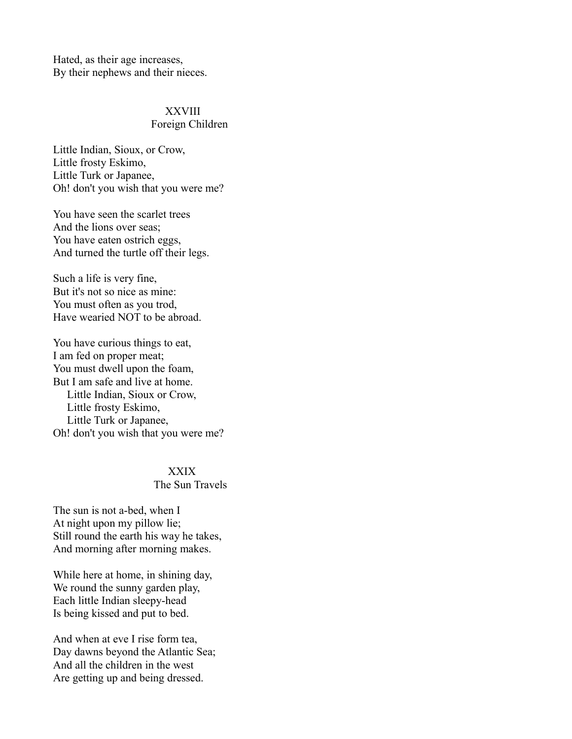Hated, as their age increases,
By their nephews and their nieces.

## XXVIII
## Foreign Children

Little Indian, Sioux, or Crow,
Little frosty Eskimo,
Little Turk or Japanee,
Oh! don't you wish that you were me?

You have seen the scarlet trees
And the lions over seas;
You have eaten ostrich eggs,
And turned the turtle off their legs.

Such a life is very fine,
But it's not so nice as mine:
You must often as you trod,
Have wearied NOT to be abroad.

You have curious things to eat,
I am fed on proper meat;
You must dwell upon the foam,
But I am safe and live at home.
    Little Indian, Sioux or Crow,
    Little frosty Eskimo,
    Little Turk or Japanee,
Oh! don't you wish that you were me?

## XXIX
## The Sun Travels

The sun is not a-bed, when I
At night upon my pillow lie;
Still round the earth his way he takes,
And morning after morning makes.

While here at home, in shining day,
We round the sunny garden play,
Each little Indian sleepy-head
Is being kissed and put to bed.

And when at eve I rise form tea,
Day dawns beyond the Atlantic Sea;
And all the children in the west
Are getting up and being dressed.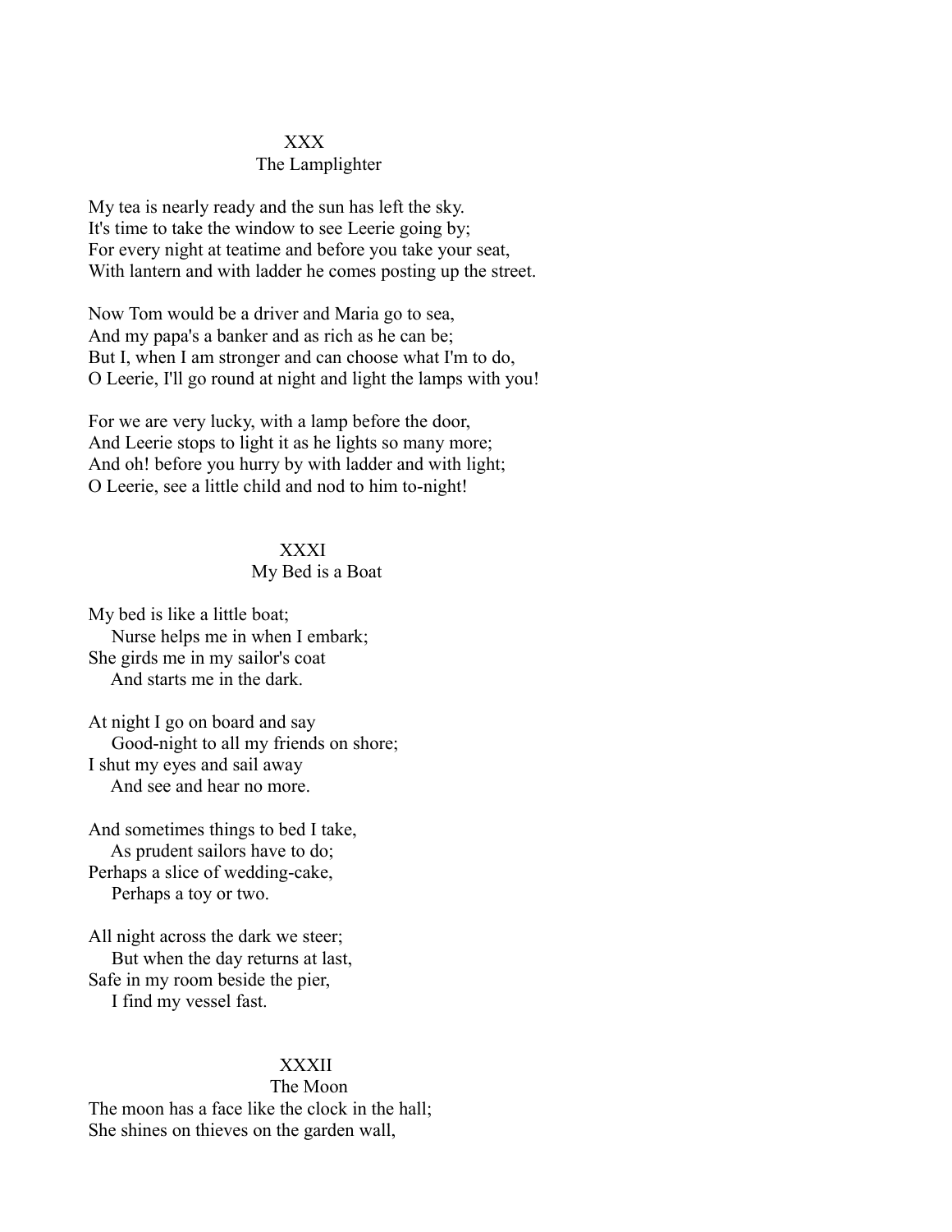## XXX
### The Lamplighter

My tea is nearly ready and the sun has left the sky.
It's time to take the window to see Leerie going by;
For every night at teatime and before you take your seat,
With lantern and with ladder he comes posting up the street.

Now Tom would be a driver and Maria go to sea,
And my papa's a banker and as rich as he can be;
But I, when I am stronger and can choose what I'm to do,
O Leerie, I'll go round at night and light the lamps with you!

For we are very lucky, with a lamp before the door,
And Leerie stops to light it as he lights so many more;
And oh! before you hurry by with ladder and with light;
O Leerie, see a little child and nod to him to-night!

## XXXI
### My Bed is a Boat

My bed is like a little boat;
    Nurse helps me in when I embark;
She girds me in my sailor's coat
    And starts me in the dark.

At night I go on board and say
    Good-night to all my friends on shore;
I shut my eyes and sail away
    And see and hear no more.

And sometimes things to bed I take,
    As prudent sailors have to do;
Perhaps a slice of wedding-cake,
    Perhaps a toy or two.

All night across the dark we steer;
    But when the day returns at last,
Safe in my room beside the pier,
    I find my vessel fast.

## XXXII
### The Moon

The moon has a face like the clock in the hall;
She shines on thieves on the garden wall,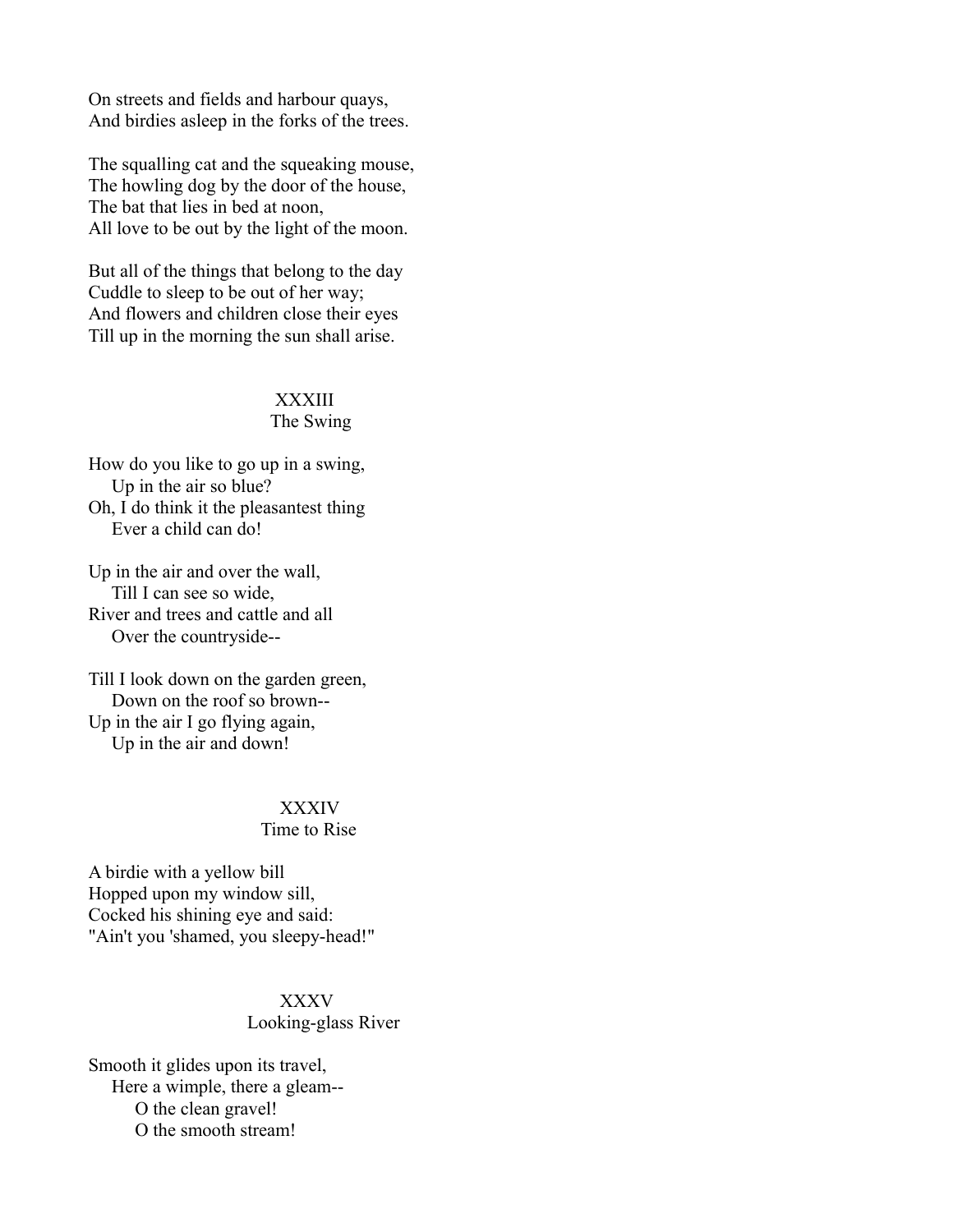On streets and fields and harbour quays,
And birdies asleep in the forks of the trees.

The squalling cat and the squeaking mouse,
The howling dog by the door of the house,
The bat that lies in bed at noon,
All love to be out by the light of the moon.

But all of the things that belong to the day
Cuddle to sleep to be out of her way;
And flowers and children close their eyes
Till up in the morning the sun shall arise.

## XXXIII
### The Swing

How do you like to go up in a swing,
&nbsp;&nbsp;&nbsp;&nbsp;Up in the air so blue?
Oh, I do think it the pleasantest thing
&nbsp;&nbsp;&nbsp;&nbsp;Ever a child can do!

Up in the air and over the wall,
&nbsp;&nbsp;&nbsp;&nbsp;Till I can see so wide,
River and trees and cattle and all
&nbsp;&nbsp;&nbsp;&nbsp;Over the countryside--

Till I look down on the garden green,
&nbsp;&nbsp;&nbsp;&nbsp;Down on the roof so brown--
Up in the air I go flying again,
&nbsp;&nbsp;&nbsp;&nbsp;Up in the air and down!

## XXXIV
### Time to Rise

A birdie with a yellow bill
Hopped upon my window sill,
Cocked his shining eye and said:
"Ain't you 'shamed, you sleepy-head!"

## XXXV
### Looking-glass River

Smooth it glides upon its travel,
&nbsp;&nbsp;&nbsp;&nbsp;Here a wimple, there a gleam--
&nbsp;&nbsp;&nbsp;&nbsp;&nbsp;&nbsp;&nbsp;&nbsp;O the clean gravel!
&nbsp;&nbsp;&nbsp;&nbsp;&nbsp;&nbsp;&nbsp;&nbsp;O the smooth stream!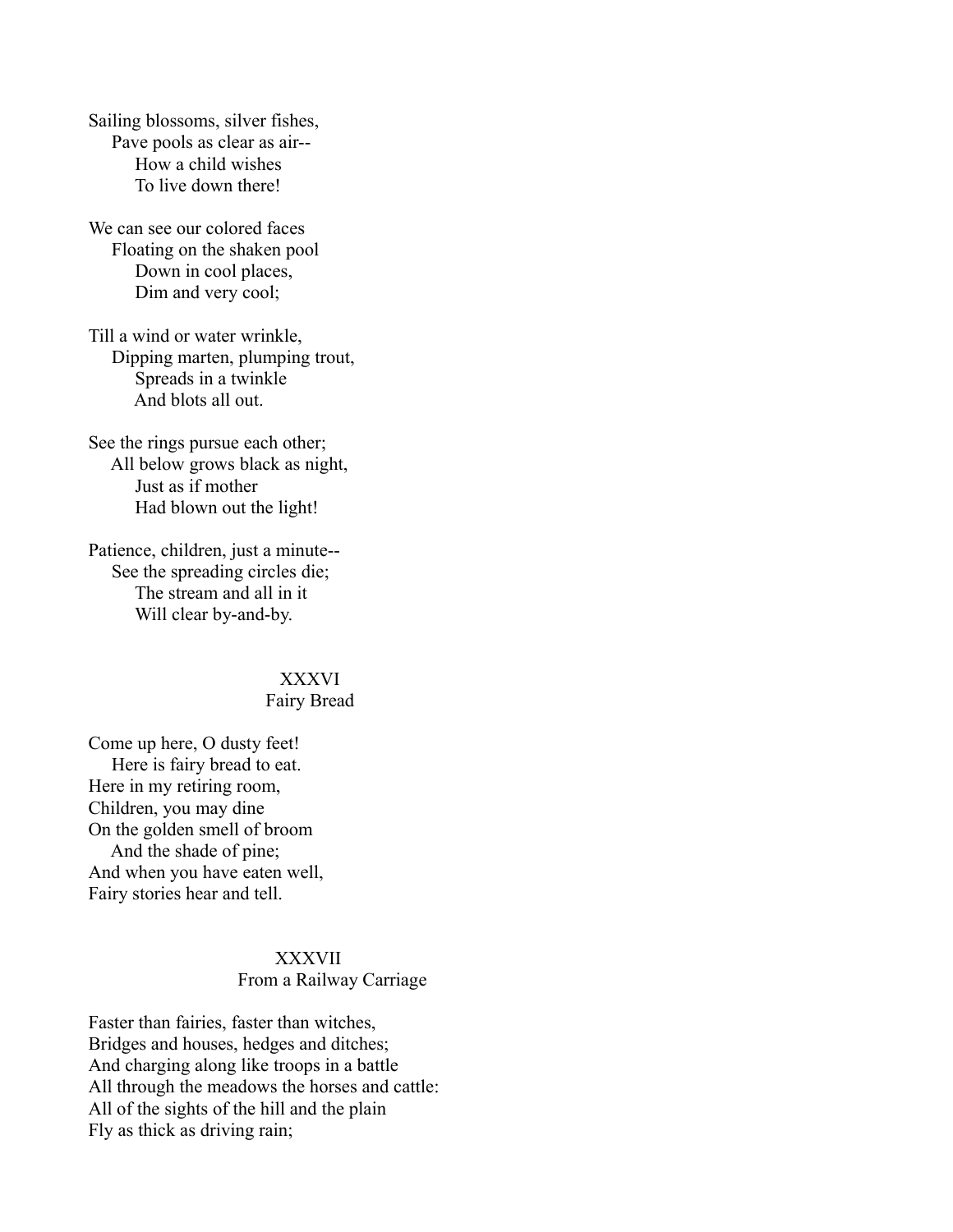Sailing blossoms, silver fishes,
Pave pools as clear as air--
How a child wishes
To live down there!

We can see our colored faces
Floating on the shaken pool
Down in cool places,
Dim and very cool;

Till a wind or water wrinkle,
Dipping marten, plumping trout,
Spreads in a twinkle
And blots all out.

See the rings pursue each other;
All below grows black as night,
Just as if mother
Had blown out the light!

Patience, children, just a minute--
See the spreading circles die;
The stream and all in it
Will clear by-and-by.

## XXXVI
## Fairy Bread

Come up here, O dusty feet!
Here is fairy bread to eat.
Here in my retiring room,
Children, you may dine
On the golden smell of broom
And the shade of pine;
And when you have eaten well,
Fairy stories hear and tell.

## XXXVII
## From a Railway Carriage

Faster than fairies, faster than witches,
Bridges and houses, hedges and ditches;
And charging along like troops in a battle
All through the meadows the horses and cattle:
All of the sights of the hill and the plain
Fly as thick as driving rain;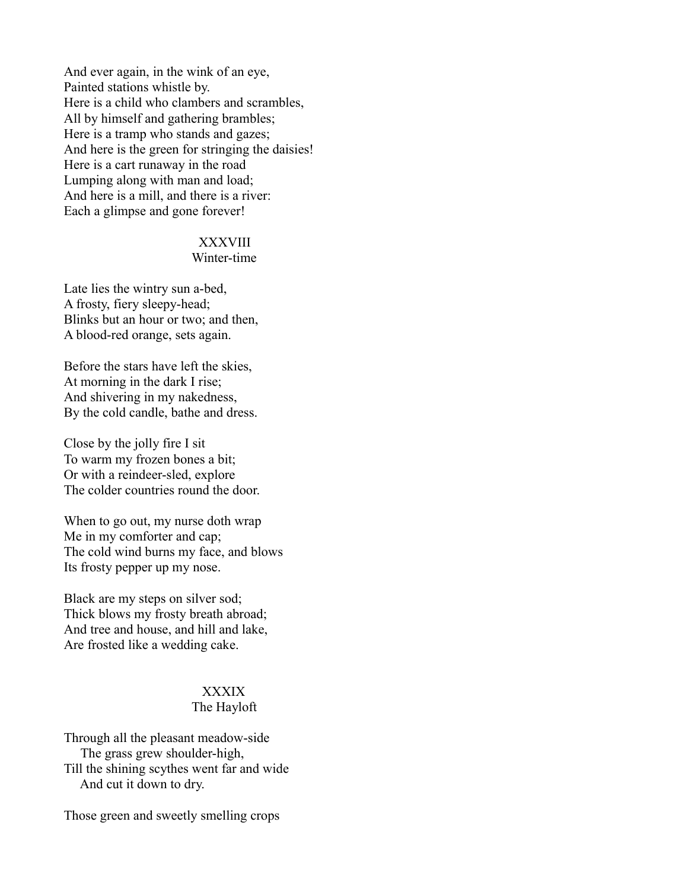And ever again, in the wink of an eye,  
Painted stations whistle by.  
Here is a child who clambers and scrambles,  
All by himself and gathering brambles;  
Here is a tramp who stands and gazes;  
And here is the green for stringing the daisies!  
Here is a cart runaway in the road  
Lumping along with man and load;  
And here is a mill, and there is a river:  
Each a glimpse and gone forever!

## XXXVIII
### Winter-time

Late lies the wintry sun a-bed,  
A frosty, fiery sleepy-head;  
Blinks but an hour or two; and then,  
A blood-red orange, sets again.

Before the stars have left the skies,  
At morning in the dark I rise;  
And shivering in my nakedness,  
By the cold candle, bathe and dress.

Close by the jolly fire I sit  
To warm my frozen bones a bit;  
Or with a reindeer-sled, explore  
The colder countries round the door.

When to go out, my nurse doth wrap  
Me in my comforter and cap;  
The cold wind burns my face, and blows  
Its frosty pepper up my nose.

Black are my steps on silver sod;  
Thick blows my frosty breath abroad;  
And tree and house, and hill and lake,  
Are frosted like a wedding cake.

## XXXIX
### The Hayloft

Through all the pleasant meadow-side  
    The grass grew shoulder-high,  
Till the shining scythes went far and wide  
    And cut it down to dry.

Those green and sweetly smelling crops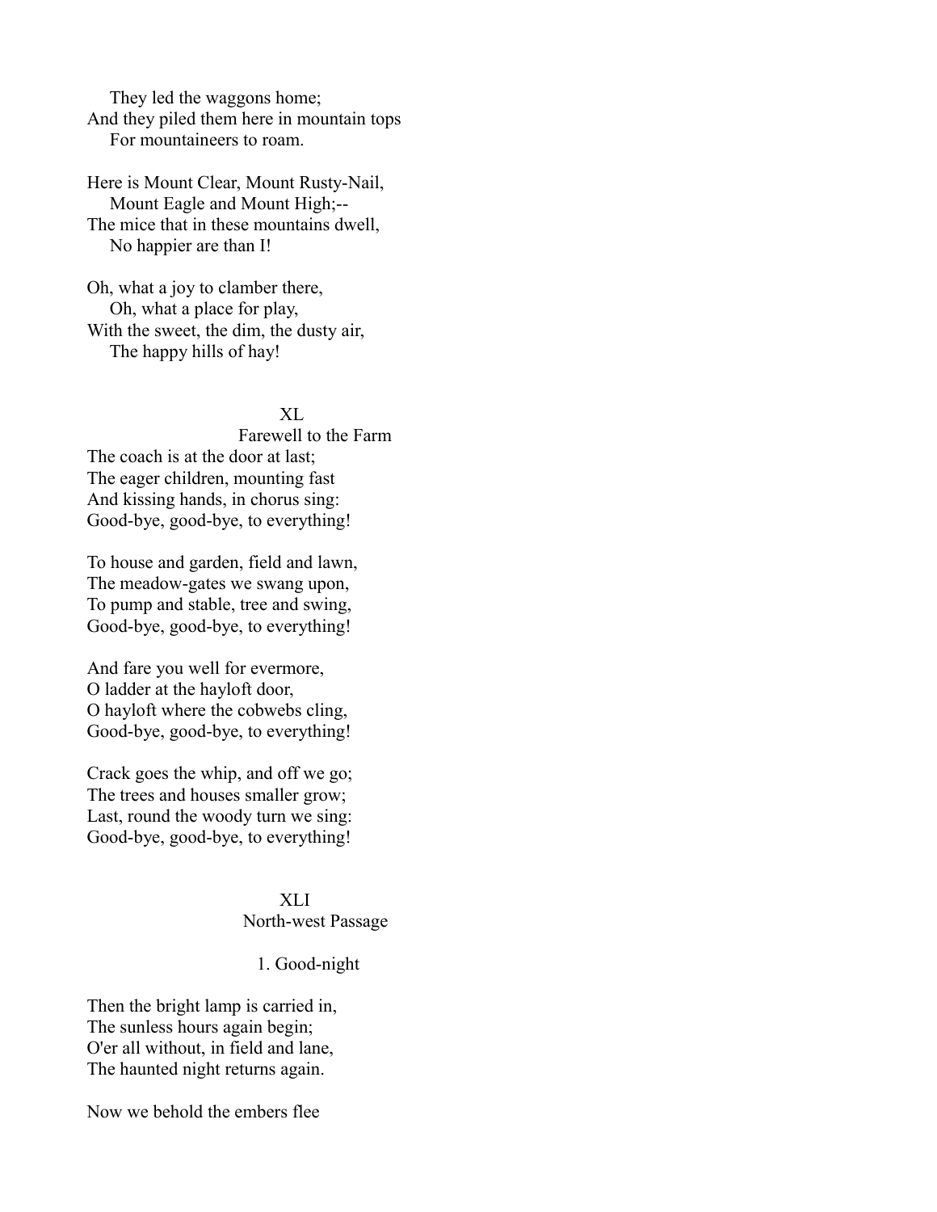They led the waggons home;
And they piled them here in mountain tops
For mountaineers to roam.

Here is Mount Clear, Mount Rusty-Nail,
Mount Eagle and Mount High;--
The mice that in these mountains dwell,
No happier are than I!

Oh, what a joy to clamber there,
Oh, what a place for play,
With the sweet, the dim, the dusty air,
The happy hills of hay!

## XL
### Farewell to the Farm

The coach is at the door at last;
The eager children, mounting fast
And kissing hands, in chorus sing:
Good-bye, good-bye, to everything!

To house and garden, field and lawn,
The meadow-gates we swang upon,
To pump and stable, tree and swing,
Good-bye, good-bye, to everything!

And fare you well for evermore,
O ladder at the hayloft door,
O hayloft where the cobwebs cling,
Good-bye, good-bye, to everything!

Crack goes the whip, and off we go;
The trees and houses smaller grow;
Last, round the woody turn we sing:
Good-bye, good-bye, to everything!

## XLI
### North-west Passage

#### 1. Good-night

Then the bright lamp is carried in,
The sunless hours again begin;
O'er all without, in field and lane,
The haunted night returns again.

Now we behold the embers flee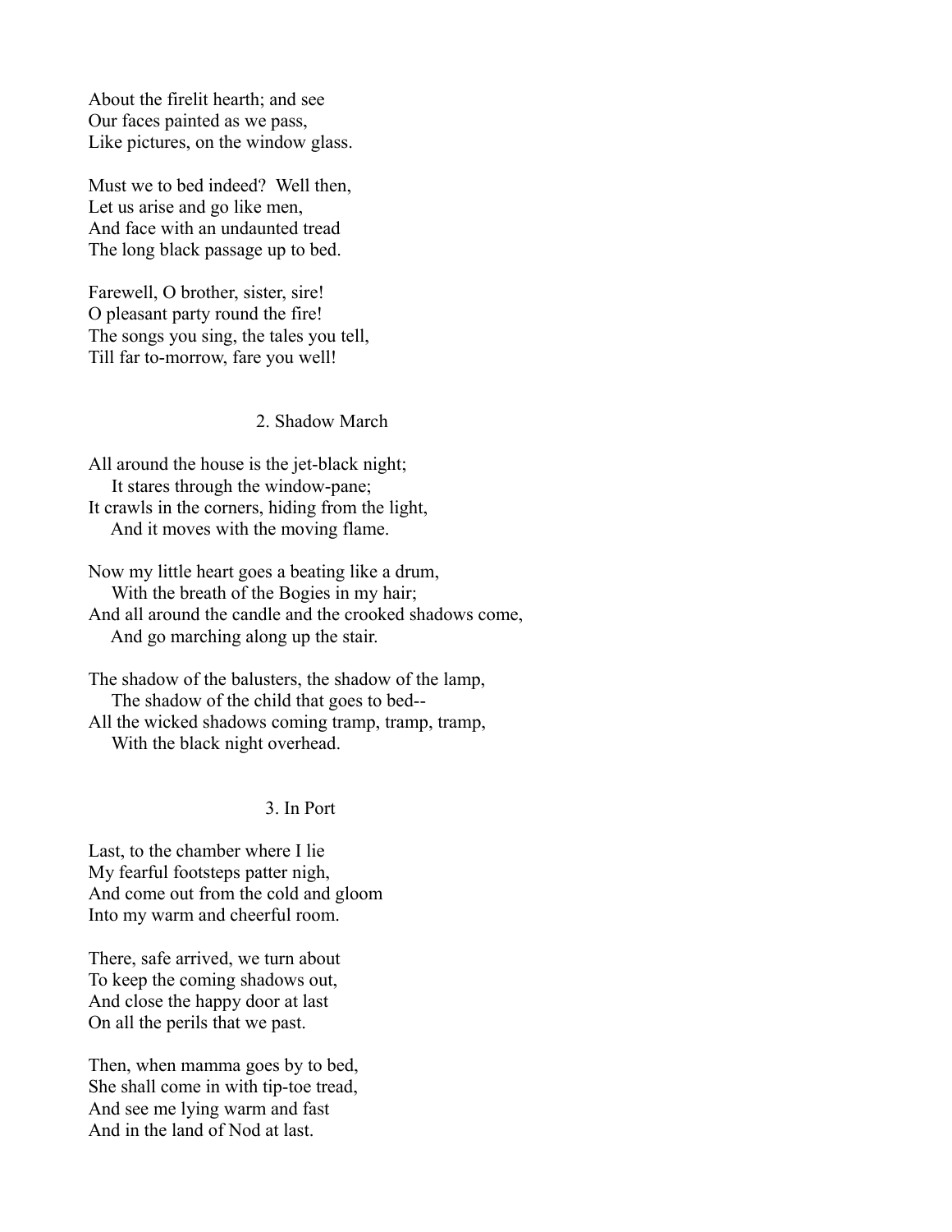About the firelit hearth; and see
Our faces painted as we pass,
Like pictures, on the window glass.

Must we to bed indeed? Well then,
Let us arise and go like men,
And face with an undaunted tread
The long black passage up to bed.

Farewell, O brother, sister, sire!
O pleasant party round the fire!
The songs you sing, the tales you tell,
Till far to-morrow, fare you well!

### 2. Shadow March

All around the house is the jet-black night;
    It stares through the window-pane;
It crawls in the corners, hiding from the light,
    And it moves with the moving flame.

Now my little heart goes a beating like a drum,
    With the breath of the Bogies in my hair;
And all around the candle and the crooked shadows come,
    And go marching along up the stair.

The shadow of the balusters, the shadow of the lamp,
    The shadow of the child that goes to bed--
All the wicked shadows coming tramp, tramp, tramp,
    With the black night overhead.

### 3. In Port

Last, to the chamber where I lie
My fearful footsteps patter nigh,
And come out from the cold and gloom
Into my warm and cheerful room.

There, safe arrived, we turn about
To keep the coming shadows out,
And close the happy door at last
On all the perils that we past.

Then, when mamma goes by to bed,
She shall come in with tip-toe tread,
And see me lying warm and fast
And in the land of Nod at last.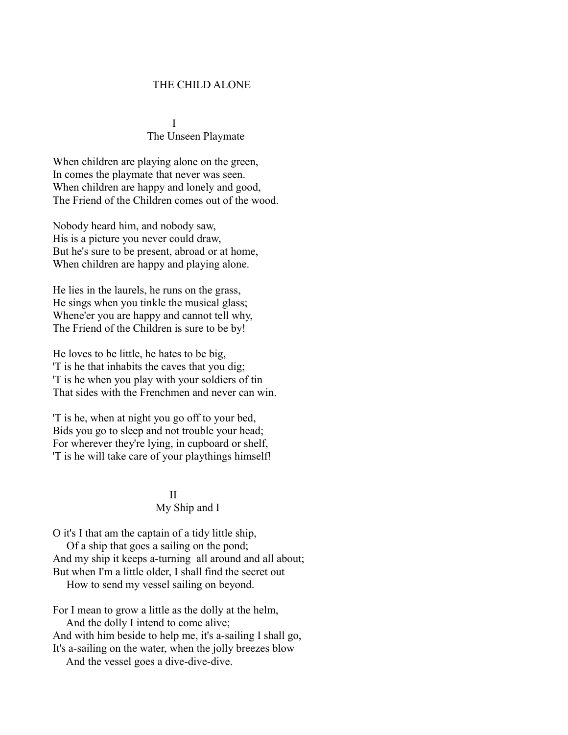# THE CHILD ALONE

## I
## The Unseen Playmate

When children are playing alone on the green,
In comes the playmate that never was seen.
When children are happy and lonely and good,
The Friend of the Children comes out of the wood.

Nobody heard him, and nobody saw,
His is a picture you never could draw,
But he's sure to be present, abroad or at home,
When children are happy and playing alone.

He lies in the laurels, he runs on the grass,
He sings when you tinkle the musical glass;
Whene'er you are happy and cannot tell why,
The Friend of the Children is sure to be by!

He loves to be little, he hates to be big,
'T is he that inhabits the caves that you dig;
'T is he when you play with your soldiers of tin
That sides with the Frenchmen and never can win.

'T is he, when at night you go off to your bed,
Bids you go to sleep and not trouble your head;
For wherever they're lying, in cupboard or shelf,
'T is he will take care of your playthings himself!

## II
## My Ship and I

O it's I that am the captain of a tidy little ship,
    Of a ship that goes a sailing on the pond;
And my ship it keeps a-turning  all around and all about;
But when I'm a little older, I shall find the secret out
    How to send my vessel sailing on beyond.

For I mean to grow a little as the dolly at the helm,
    And the dolly I intend to come alive;
And with him beside to help me, it's a-sailing I shall go,
It's a-sailing on the water, when the jolly breezes blow
    And the vessel goes a dive-dive-dive.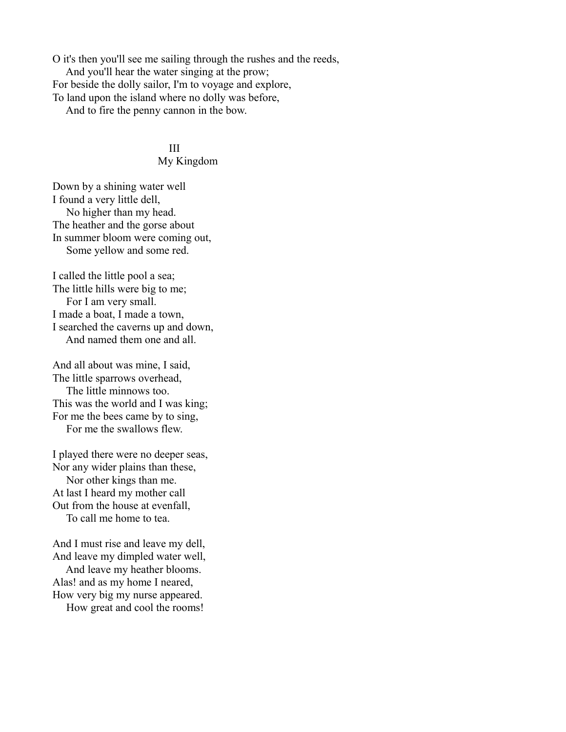O it's then you'll see me sailing through the rushes and the reeds,
  And you'll hear the water singing at the prow;
For beside the dolly sailor, I'm to voyage and explore,
To land upon the island where no dolly was before,
  And to fire the penny cannon in the bow.

## III
## My Kingdom

Down by a shining water well
I found a very little dell,
  No higher than my head.
The heather and the gorse about
In summer bloom were coming out,
  Some yellow and some red.

I called the little pool a sea;
The little hills were big to me;
  For I am very small.
I made a boat, I made a town,
I searched the caverns up and down,
  And named them one and all.

And all about was mine, I said,
The little sparrows overhead,
  The little minnows too.
This was the world and I was king;
For me the bees came by to sing,
  For me the swallows flew.

I played there were no deeper seas,
Nor any wider plains than these,
  Nor other kings than me.
At last I heard my mother call
Out from the house at evenfall,
  To call me home to tea.

And I must rise and leave my dell,
And leave my dimpled water well,
  And leave my heather blooms.
Alas! and as my home I neared,
How very big my nurse appeared.
  How great and cool the rooms!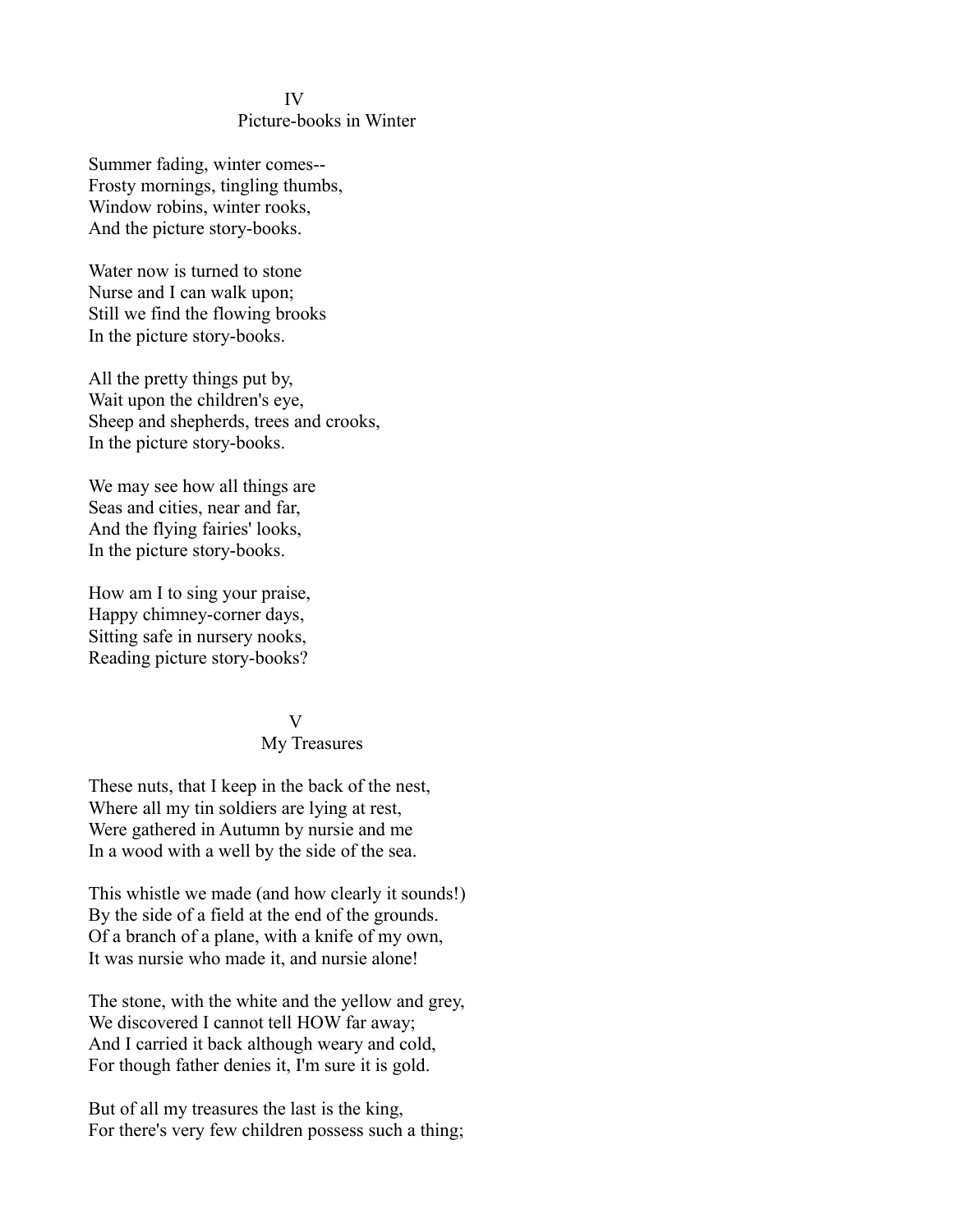## IV
## Picture-books in Winter

Summer fading, winter comes--
Frosty mornings, tingling thumbs,
Window robins, winter rooks,
And the picture story-books.

Water now is turned to stone
Nurse and I can walk upon;
Still we find the flowing brooks
In the picture story-books.

All the pretty things put by,
Wait upon the children's eye,
Sheep and shepherds, trees and crooks,
In the picture story-books.

We may see how all things are
Seas and cities, near and far,
And the flying fairies' looks,
In the picture story-books.

How am I to sing your praise,
Happy chimney-corner days,
Sitting safe in nursery nooks,
Reading picture story-books?

## V
## My Treasures

These nuts, that I keep in the back of the nest,
Where all my tin soldiers are lying at rest,
Were gathered in Autumn by nursie and me
In a wood with a well by the side of the sea.

This whistle we made (and how clearly it sounds!)
By the side of a field at the end of the grounds.
Of a branch of a plane, with a knife of my own,
It was nursie who made it, and nursie alone!

The stone, with the white and the yellow and grey,
We discovered I cannot tell HOW far away;
And I carried it back although weary and cold,
For though father denies it, I'm sure it is gold.

But of all my treasures the last is the king,
For there's very few children possess such a thing;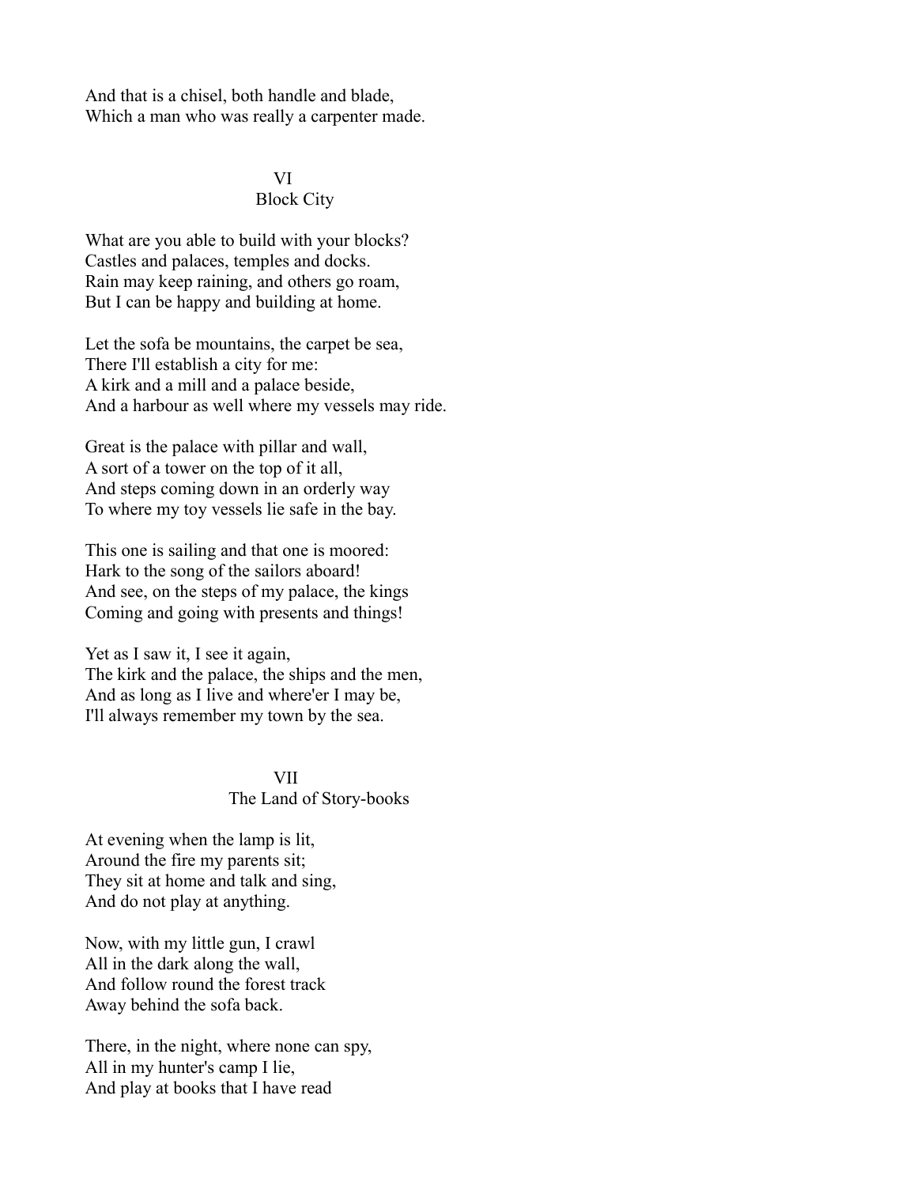And that is a chisel, both handle and blade,
Which a man who was really a carpenter made.

## VI
## Block City

What are you able to build with your blocks?
Castles and palaces, temples and docks.
Rain may keep raining, and others go roam,
But I can be happy and building at home.

Let the sofa be mountains, the carpet be sea,
There I'll establish a city for me:
A kirk and a mill and a palace beside,
And a harbour as well where my vessels may ride.

Great is the palace with pillar and wall,
A sort of a tower on the top of it all,
And steps coming down in an orderly way
To where my toy vessels lie safe in the bay.

This one is sailing and that one is moored:
Hark to the song of the sailors aboard!
And see, on the steps of my palace, the kings
Coming and going with presents and things!

Yet as I saw it, I see it again,
The kirk and the palace, the ships and the men,
And as long as I live and where'er I may be,
I'll always remember my town by the sea.

## VII
## The Land of Story-books

At evening when the lamp is lit,
Around the fire my parents sit;
They sit at home and talk and sing,
And do not play at anything.

Now, with my little gun, I crawl
All in the dark along the wall,
And follow round the forest track
Away behind the sofa back.

There, in the night, where none can spy,
All in my hunter's camp I lie,
And play at books that I have read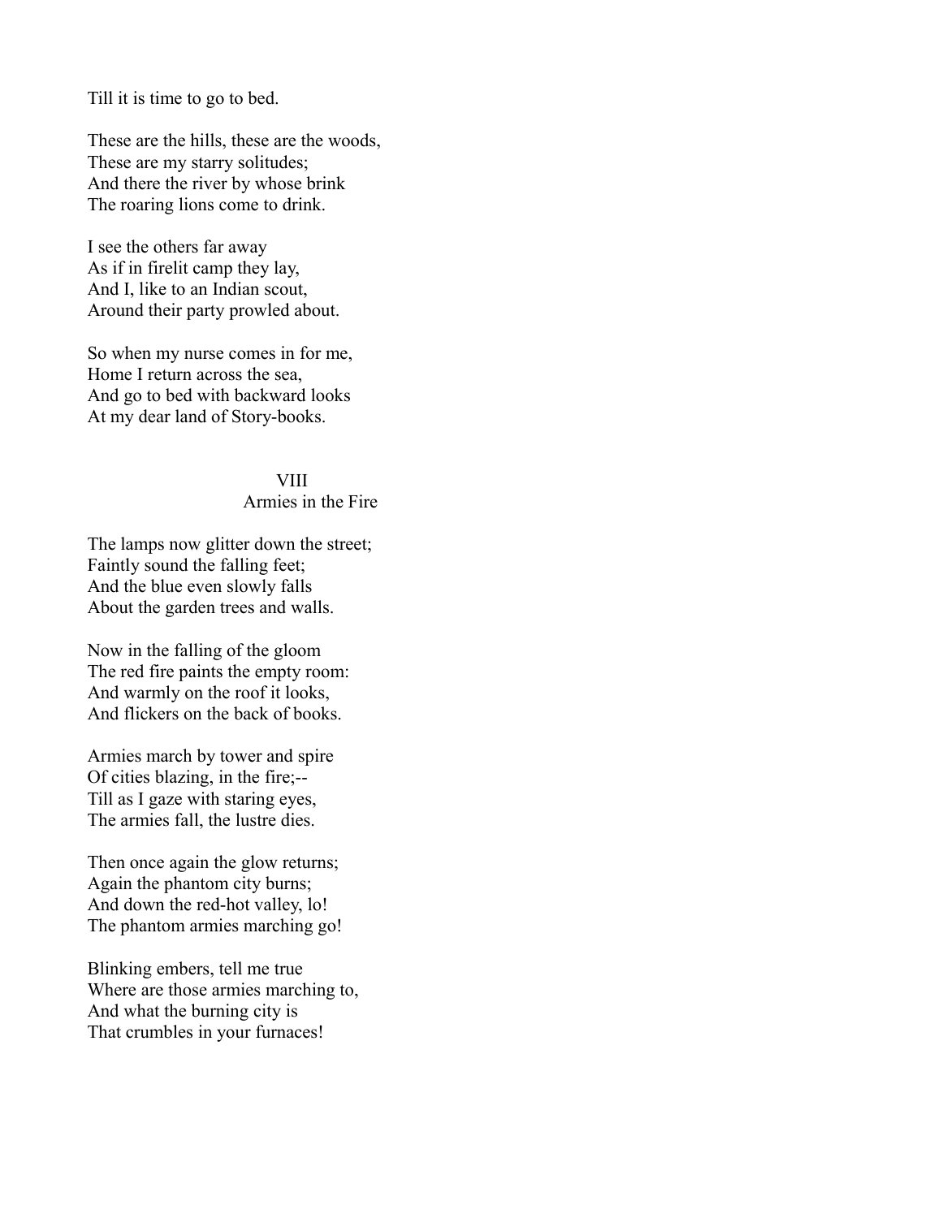Till it is time to go to bed.

These are the hills, these are the woods,  
These are my starry solitudes;  
And there the river by whose brink  
The roaring lions come to drink.

I see the others far away  
As if in firelit camp they lay,  
And I, like to an Indian scout,  
Around their party prowled about.

So when my nurse comes in for me,  
Home I return across the sea,  
And go to bed with backward looks  
At my dear land of Story-books.

## VIII
## Armies in the Fire

The lamps now glitter down the street;  
Faintly sound the falling feet;  
And the blue even slowly falls  
About the garden trees and walls.

Now in the falling of the gloom  
The red fire paints the empty room:  
And warmly on the roof it looks,  
And flickers on the back of books.

Armies march by tower and spire  
Of cities blazing, in the fire;--  
Till as I gaze with staring eyes,  
The armies fall, the lustre dies.

Then once again the glow returns;  
Again the phantom city burns;  
And down the red-hot valley, lo!  
The phantom armies marching go!

Blinking embers, tell me true  
Where are those armies marching to,  
And what the burning city is  
That crumbles in your furnaces!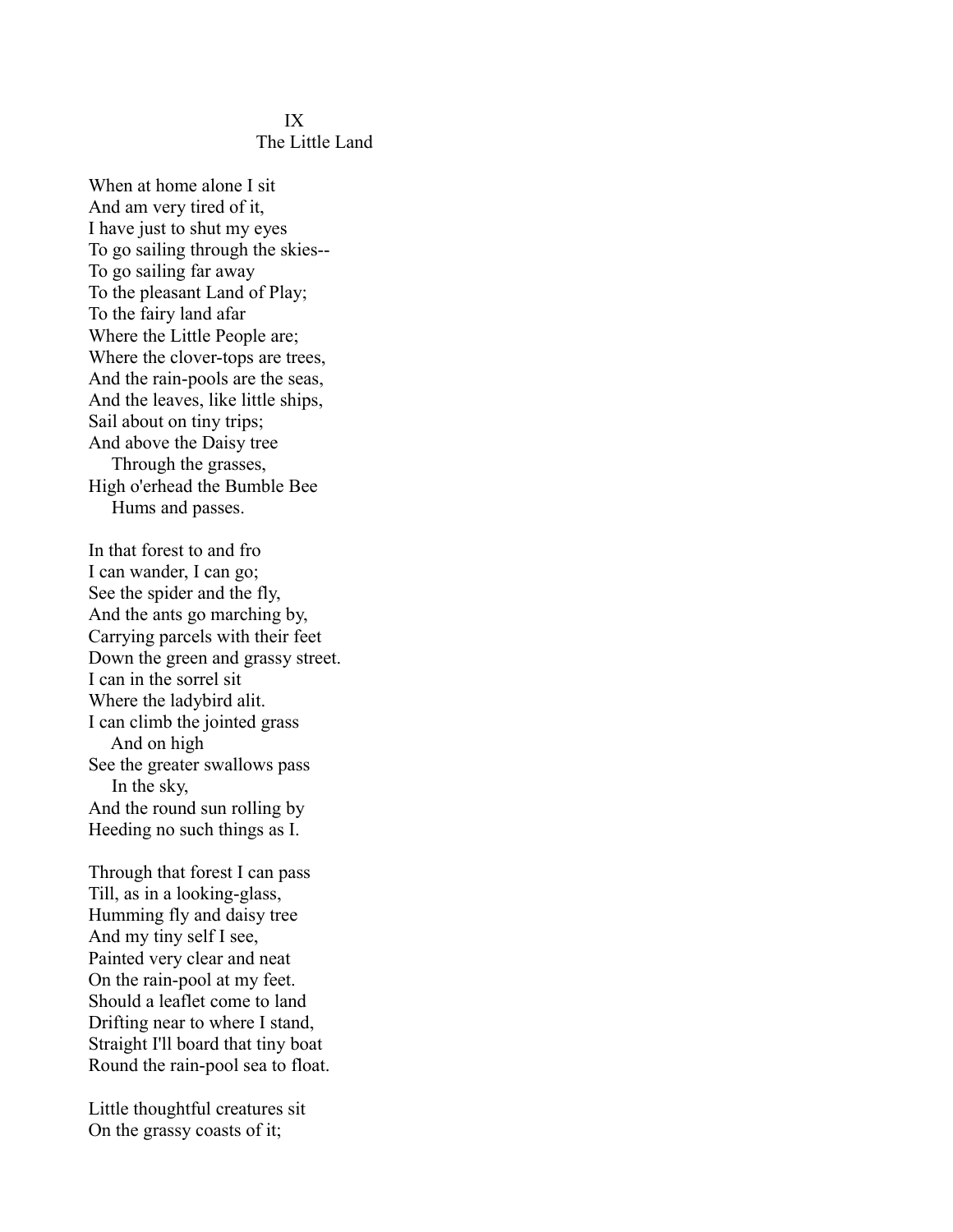## IX
## The Little Land

When at home alone I sit  
And am very tired of it,  
I have just to shut my eyes  
To go sailing through the skies--  
To go sailing far away  
To the pleasant Land of Play;  
To the fairy land afar  
Where the Little People are;  
Where the clover-tops are trees,  
And the rain-pools are the seas,  
And the leaves, like little ships,  
Sail about on tiny trips;  
And above the Daisy tree  
&nbsp;&nbsp;&nbsp;&nbsp;Through the grasses,  
High o'erhead the Bumble Bee  
&nbsp;&nbsp;&nbsp;&nbsp;Hums and passes.

In that forest to and fro  
I can wander, I can go;  
See the spider and the fly,  
And the ants go marching by,  
Carrying parcels with their feet  
Down the green and grassy street.  
I can in the sorrel sit  
Where the ladybird alit.  
I can climb the jointed grass  
&nbsp;&nbsp;&nbsp;&nbsp;And on high  
See the greater swallows pass  
&nbsp;&nbsp;&nbsp;&nbsp;In the sky,  
And the round sun rolling by  
Heeding no such things as I.

Through that forest I can pass  
Till, as in a looking-glass,  
Humming fly and daisy tree  
And my tiny self I see,  
Painted very clear and neat  
On the rain-pool at my feet.  
Should a leaflet come to land  
Drifting near to where I stand,  
Straight I'll board that tiny boat  
Round the rain-pool sea to float.

Little thoughtful creatures sit  
On the grassy coasts of it;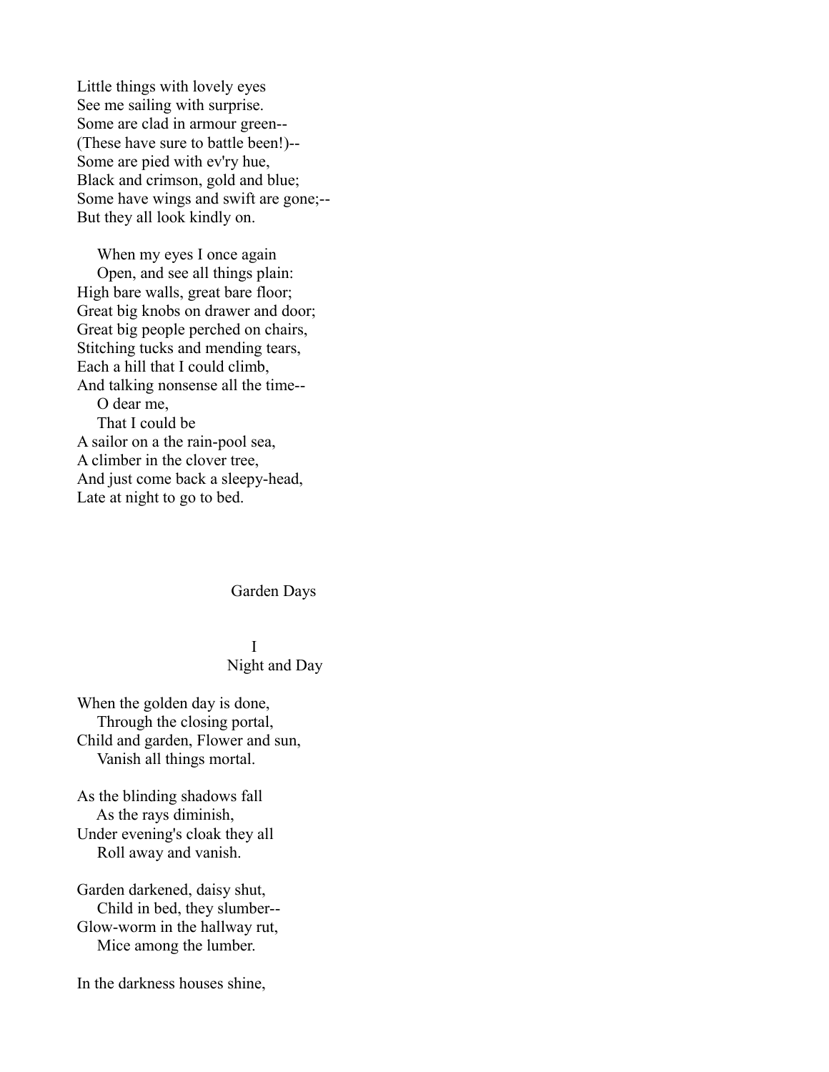Little things with lovely eyes
See me sailing with surprise.
Some are clad in armour green--
(These have sure to battle been!)--
Some are pied with ev'ry hue,
Black and crimson, gold and blue;
Some have wings and swift are gone;--
But they all look kindly on.

    When my eyes I once again
    Open, and see all things plain:
High bare walls, great bare floor;
Great big knobs on drawer and door;
Great big people perched on chairs,
Stitching tucks and mending tears,
Each a hill that I could climb,
And talking nonsense all the time--
    O dear me,
    That I could be
A sailor on a the rain-pool sea,
A climber in the clover tree,
And just come back a sleepy-head,
Late at night to go to bed.

## Garden Days

### I
### Night and Day

When the golden day is done,
    Through the closing portal,
Child and garden, Flower and sun,
    Vanish all things mortal.

As the blinding shadows fall
    As the rays diminish,
Under evening's cloak they all
    Roll away and vanish.

Garden darkened, daisy shut,
    Child in bed, they slumber--
Glow-worm in the hallway rut,
    Mice among the lumber.

In the darkness houses shine,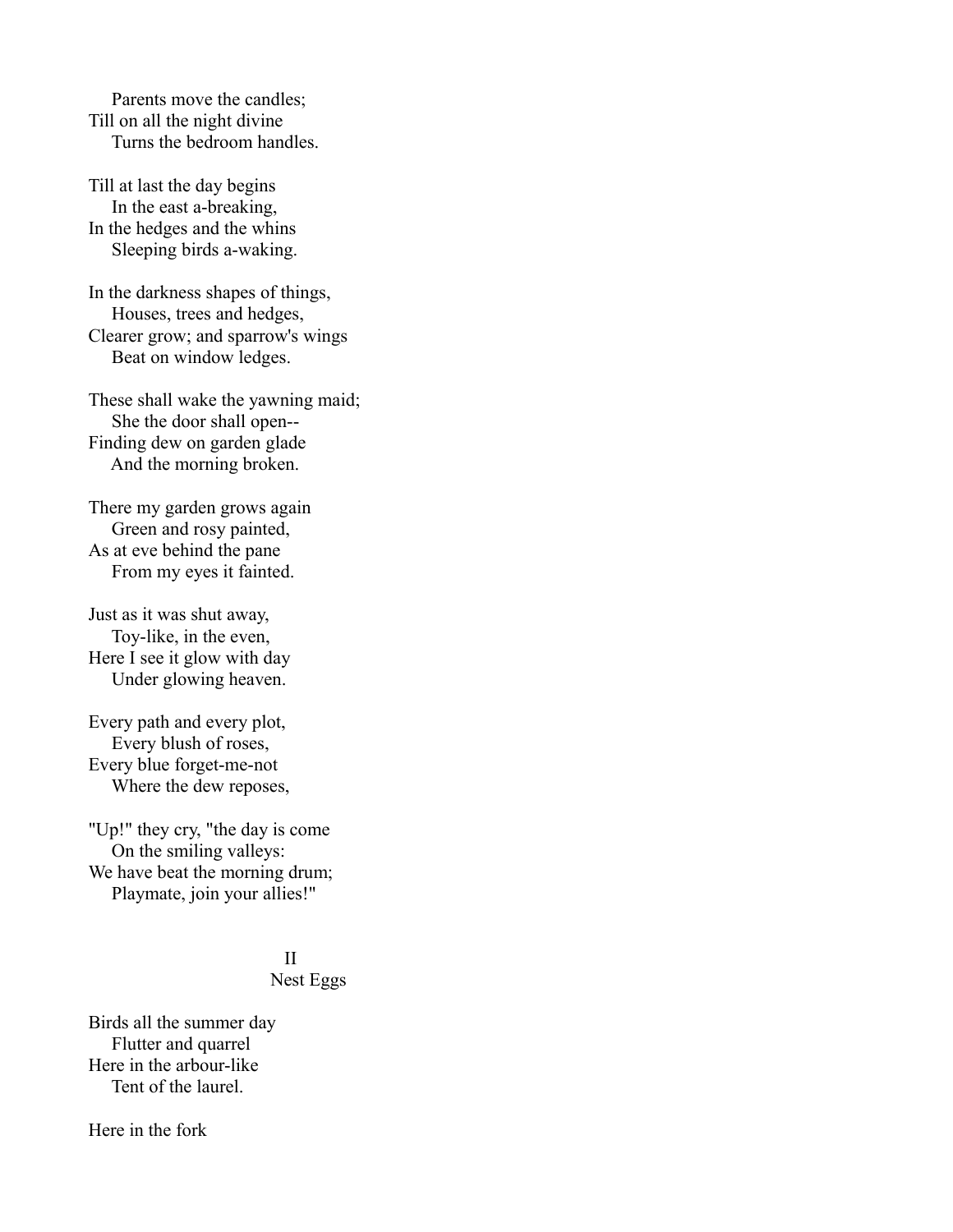Parents move the candles;  
Till on all the night divine  
Turns the bedroom handles.

Till at last the day begins  
In the east a-breaking,  
In the hedges and the whins  
Sleeping birds a-waking.

In the darkness shapes of things,  
Houses, trees and hedges,  
Clearer grow; and sparrow's wings  
Beat on window ledges.

These shall wake the yawning maid;  
She the door shall open--  
Finding dew on garden glade  
And the morning broken.

There my garden grows again  
Green and rosy painted,  
As at eve behind the pane  
From my eyes it fainted.

Just as it was shut away,  
Toy-like, in the even,  
Here I see it glow with day  
Under glowing heaven.

Every path and every plot,  
Every blush of roses,  
Every blue forget-me-not  
Where the dew reposes,

"Up!" they cry, "the day is come  
On the smiling valleys:  
We have beat the morning drum;  
Playmate, join your allies!"

## II
## Nest Eggs

Birds all the summer day  
Flutter and quarrel  
Here in the arbour-like  
Tent of the laurel.

Here in the fork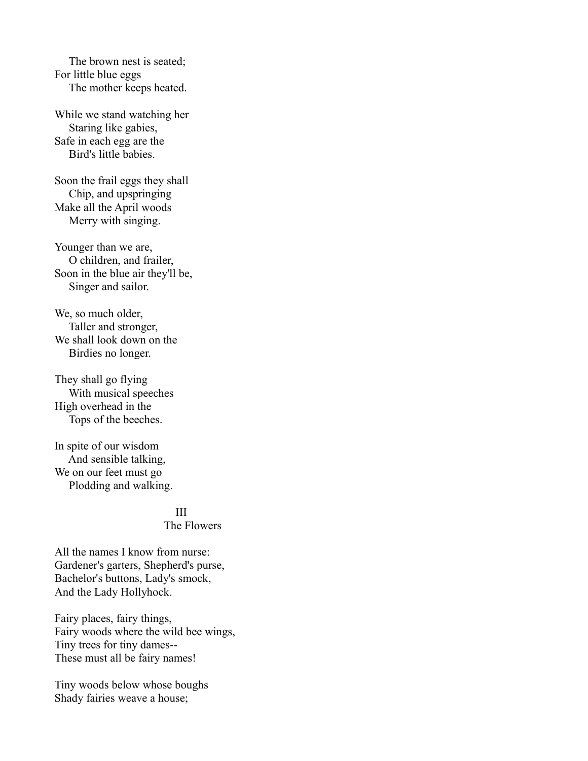The brown nest is seated;  
For little blue eggs  
The mother keeps heated.

While we stand watching her  
Staring like gabies,  
Safe in each egg are the  
Bird's little babies.

Soon the frail eggs they shall  
Chip, and upspringing  
Make all the April woods  
Merry with singing.

Younger than we are,  
O children, and frailer,  
Soon in the blue air they'll be,  
Singer and sailor.

We, so much older,  
Taller and stronger,  
We shall look down on the  
Birdies no longer.

They shall go flying  
With musical speeches  
High overhead in the  
Tops of the beeches.

In spite of our wisdom  
And sensible talking,  
We on our feet must go  
Plodding and walking.

## III
## The Flowers

All the names I know from nurse:  
Gardener's garters, Shepherd's purse,  
Bachelor's buttons, Lady's smock,  
And the Lady Hollyhock.

Fairy places, fairy things,  
Fairy woods where the wild bee wings,  
Tiny trees for tiny dames--  
These must all be fairy names!

Tiny woods below whose boughs  
Shady fairies weave a house;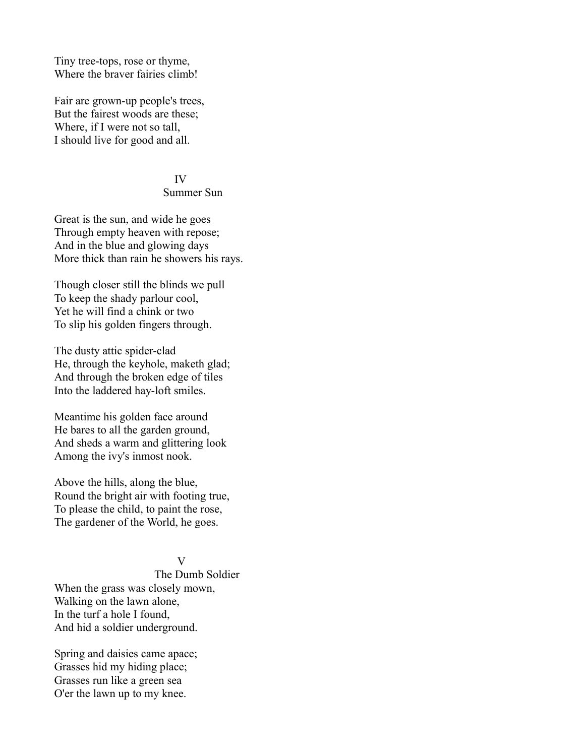Tiny tree-tops, rose or thyme,  
Where the braver fairies climb!

Fair are grown-up people's trees,  
But the fairest woods are these;  
Where, if I were not so tall,  
I should live for good and all.

## IV
## Summer Sun

Great is the sun, and wide he goes  
Through empty heaven with repose;  
And in the blue and glowing days  
More thick than rain he showers his rays.

Though closer still the blinds we pull  
To keep the shady parlour cool,  
Yet he will find a chink or two  
To slip his golden fingers through.

The dusty attic spider-clad  
He, through the keyhole, maketh glad;  
And through the broken edge of tiles  
Into the laddered hay-loft smiles.

Meantime his golden face around  
He bares to all the garden ground,  
And sheds a warm and glittering look  
Among the ivy's inmost nook.

Above the hills, along the blue,  
Round the bright air with footing true,  
To please the child, to paint the rose,  
The gardener of the World, he goes.

## V
## The Dumb Soldier

When the grass was closely mown,  
Walking on the lawn alone,  
In the turf a hole I found,  
And hid a soldier underground.

Spring and daisies came apace;  
Grasses hid my hiding place;  
Grasses run like a green sea  
O'er the lawn up to my knee.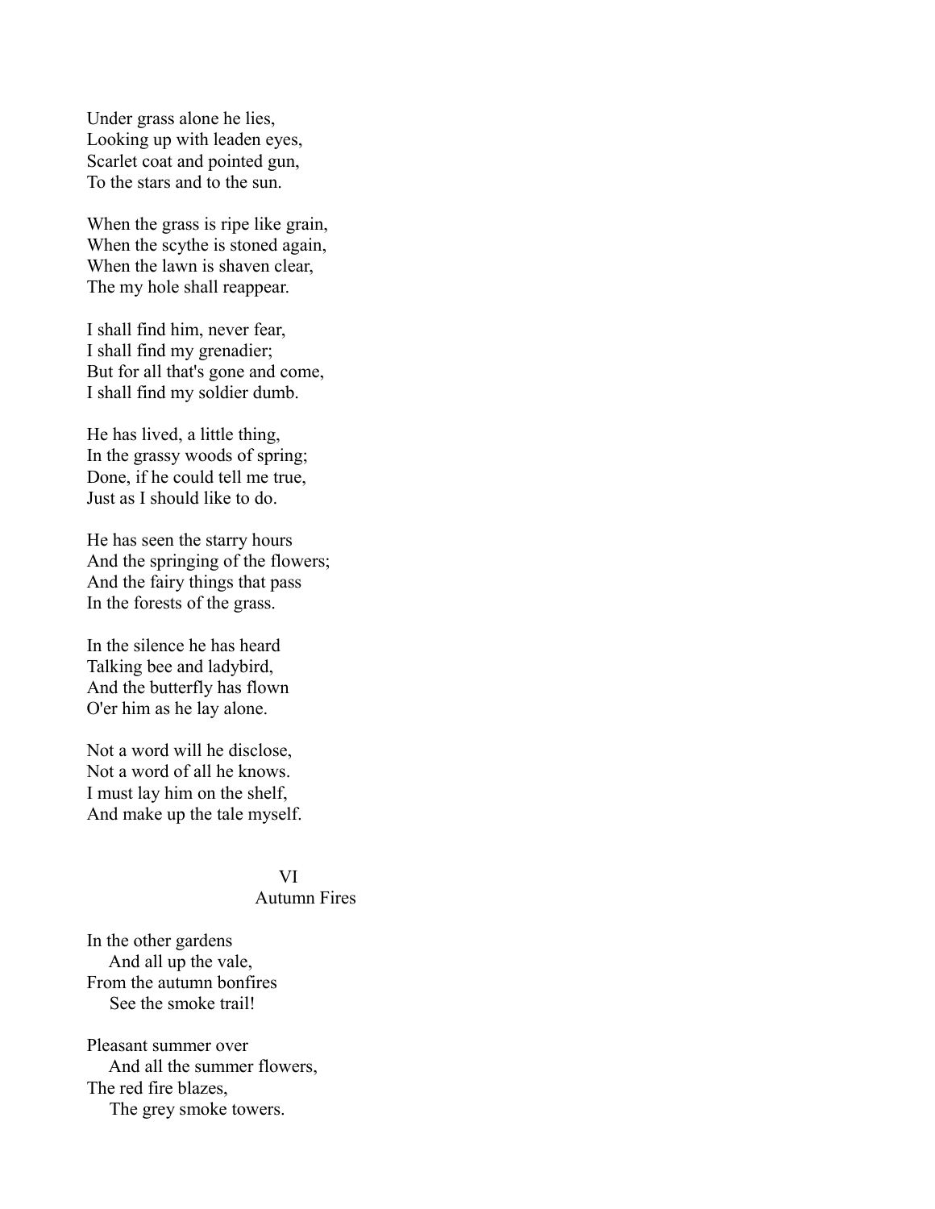Under grass alone he lies,  
Looking up with leaden eyes,  
Scarlet coat and pointed gun,  
To the stars and to the sun.

When the grass is ripe like grain,  
When the scythe is stoned again,  
When the lawn is shaven clear,  
The my hole shall reappear.

I shall find him, never fear,  
I shall find my grenadier;  
But for all that's gone and come,  
I shall find my soldier dumb.

He has lived, a little thing,  
In the grassy woods of spring;  
Done, if he could tell me true,  
Just as I should like to do.

He has seen the starry hours  
And the springing of the flowers;  
And the fairy things that pass  
In the forests of the grass.

In the silence he has heard  
Talking bee and ladybird,  
And the butterfly has flown  
O'er him as he lay alone.

Not a word will he disclose,  
Not a word of all he knows.  
I must lay him on the shelf,  
And make up the tale myself.

## VI
## Autumn Fires

In the other gardens  
&nbsp;&nbsp;&nbsp;&nbsp;And all up the vale,  
From the autumn bonfires  
&nbsp;&nbsp;&nbsp;&nbsp;See the smoke trail!

Pleasant summer over  
&nbsp;&nbsp;&nbsp;&nbsp;And all the summer flowers,  
The red fire blazes,  
&nbsp;&nbsp;&nbsp;&nbsp;The grey smoke towers.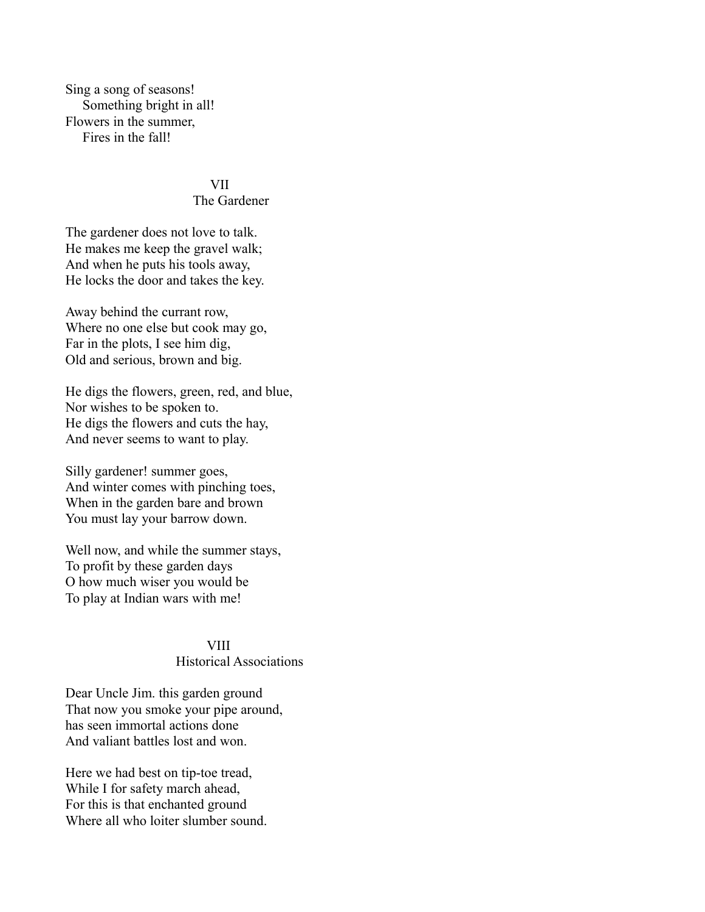Sing a song of seasons!  
    Something bright in all!  
Flowers in the summer,  
    Fires in the fall!

## VII
## The Gardener

The gardener does not love to talk.  
He makes me keep the gravel walk;  
And when he puts his tools away,  
He locks the door and takes the key.

Away behind the currant row,  
Where no one else but cook may go,  
Far in the plots, I see him dig,  
Old and serious, brown and big.

He digs the flowers, green, red, and blue,  
Nor wishes to be spoken to.  
He digs the flowers and cuts the hay,  
And never seems to want to play.

Silly gardener! summer goes,  
And winter comes with pinching toes,  
When in the garden bare and brown  
You must lay your barrow down.

Well now, and while the summer stays,  
To profit by these garden days  
O how much wiser you would be  
To play at Indian wars with me!

## VIII
## Historical Associations

Dear Uncle Jim. this garden ground  
That now you smoke your pipe around,  
has seen immortal actions done  
And valiant battles lost and won.

Here we had best on tip-toe tread,  
While I for safety march ahead,  
For this is that enchanted ground  
Where all who loiter slumber sound.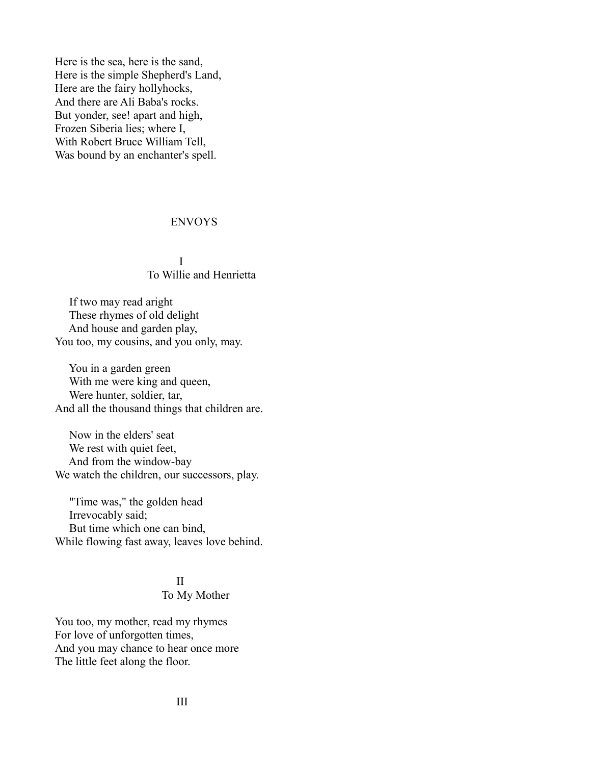Here is the sea, here is the sand,
Here is the simple Shepherd's Land,
Here are the fairy hollyhocks,
And there are Ali Baba's rocks.
But yonder, see! apart and high,
Frozen Siberia lies; where I,
With Robert Bruce William Tell,
Was bound by an enchanter's spell.

## ENVOYS

### I
### To Willie and Henrietta

If two may read aright
These rhymes of old delight
And house and garden play,
You too, my cousins, and you only, may.

You in a garden green
With me were king and queen,
Were hunter, soldier, tar,
And all the thousand things that children are.

Now in the elders' seat
We rest with quiet feet,
And from the window-bay
We watch the children, our successors, play.

"Time was," the golden head
Irrevocably said;
But time which one can bind,
While flowing fast away, leaves love behind.

### II
### To My Mother

You too, my mother, read my rhymes
For love of unforgotten times,
And you may chance to hear once more
The little feet along the floor.

### III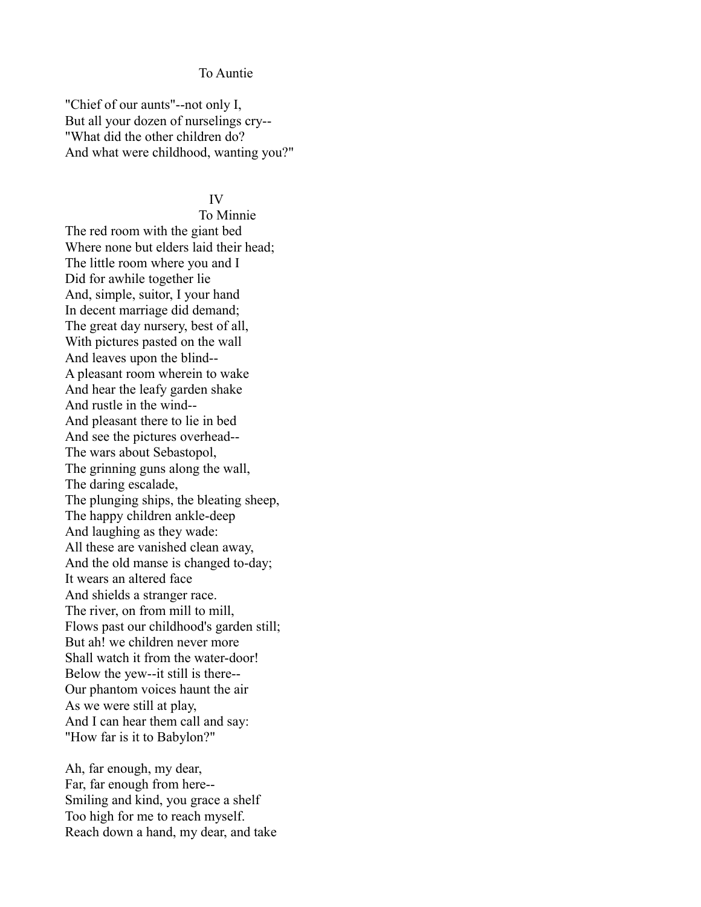## To Auntie

"Chief of our aunts"--not only I,
But all your dozen of nurselings cry--
"What did the other children do?
And what were childhood, wanting you?"

## IV

## To Minnie

The red room with the giant bed
Where none but elders laid their head;
The little room where you and I
Did for awhile together lie
And, simple, suitor, I your hand
In decent marriage did demand;
The great day nursery, best of all,
With pictures pasted on the wall
And leaves upon the blind--
A pleasant room wherein to wake
And hear the leafy garden shake
And rustle in the wind--
And pleasant there to lie in bed
And see the pictures overhead--
The wars about Sebastopol,
The grinning guns along the wall,
The daring escalade,
The plunging ships, the bleating sheep,
The happy children ankle-deep
And laughing as they wade:
All these are vanished clean away,
And the old manse is changed to-day;
It wears an altered face
And shields a stranger race.
The river, on from mill to mill,
Flows past our childhood's garden still;
But ah! we children never more
Shall watch it from the water-door!
Below the yew--it still is there--
Our phantom voices haunt the air
As we were still at play,
And I can hear them call and say:
"How far is it to Babylon?"

Ah, far enough, my dear,
Far, far enough from here--
Smiling and kind, you grace a shelf
Too high for me to reach myself.
Reach down a hand, my dear, and take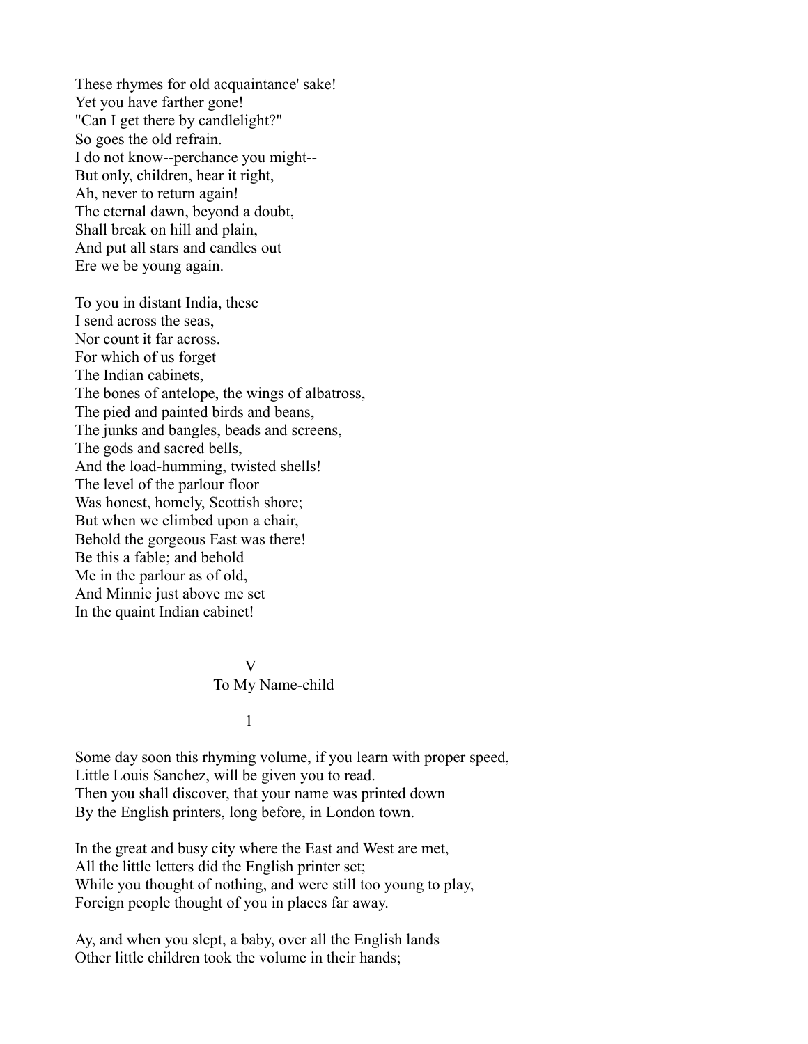These rhymes for old acquaintance' sake!
Yet you have farther gone!
"Can I get there by candlelight?"
So goes the old refrain.
I do not know--perchance you might--
But only, children, hear it right,
Ah, never to return again!
The eternal dawn, beyond a doubt,
Shall break on hill and plain,
And put all stars and candles out
Ere we be young again.

To you in distant India, these
I send across the seas,
Nor count it far across.
For which of us forget
The Indian cabinets,
The bones of antelope, the wings of albatross,
The pied and painted birds and beans,
The junks and bangles, beads and screens,
The gods and sacred bells,
And the load-humming, twisted shells!
The level of the parlour floor
Was honest, homely, Scottish shore;
But when we climbed upon a chair,
Behold the gorgeous East was there!
Be this a fable; and behold
Me in the parlour as of old,
And Minnie just above me set
In the quaint Indian cabinet!

## V
## To My Name-child

### 1

Some day soon this rhyming volume, if you learn with proper speed,
Little Louis Sanchez, will be given you to read.
Then you shall discover, that your name was printed down
By the English printers, long before, in London town.

In the great and busy city where the East and West are met,
All the little letters did the English printer set;
While you thought of nothing, and were still too young to play,
Foreign people thought of you in places far away.

Ay, and when you slept, a baby, over all the English lands
Other little children took the volume in their hands;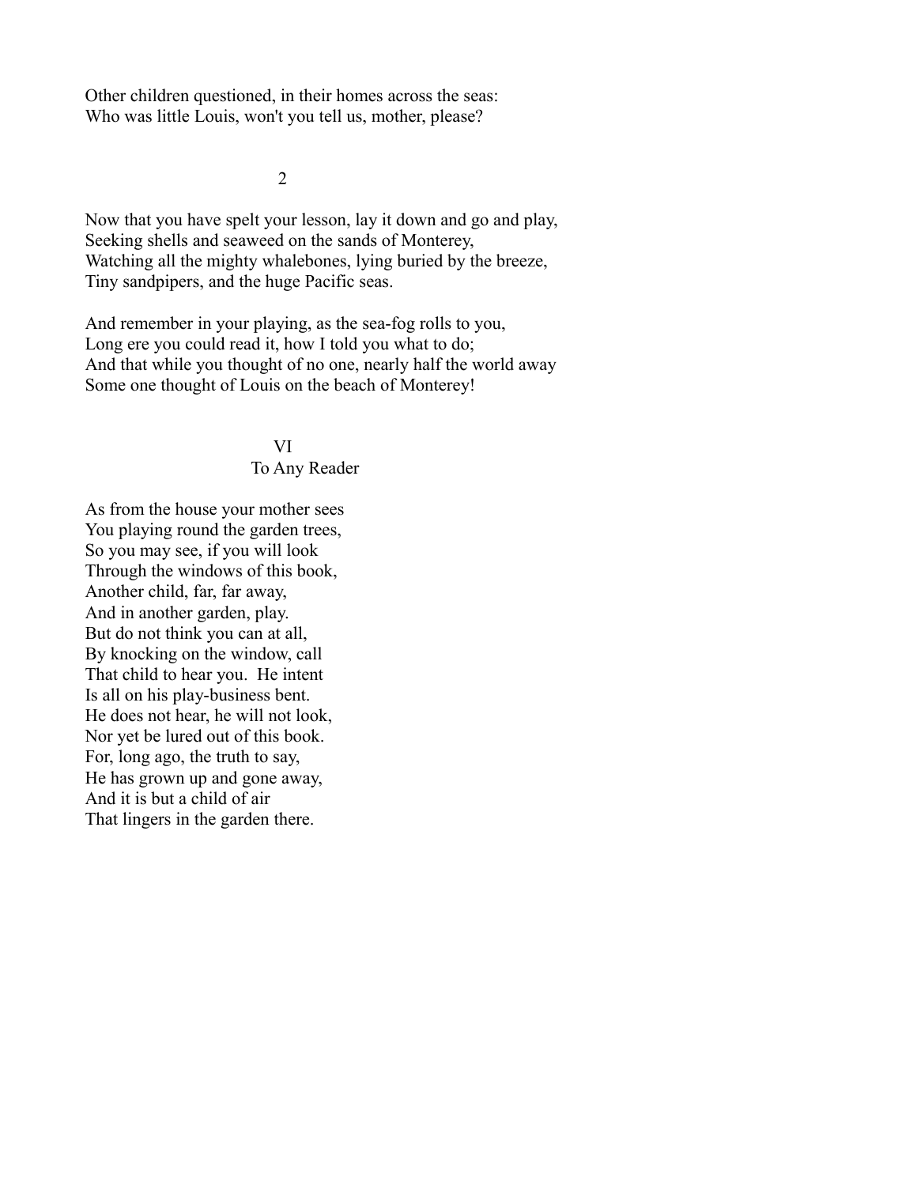Other children questioned, in their homes across the seas:  
Who was little Louis, won't you tell us, mother, please?

2

Now that you have spelt your lesson, lay it down and go and play,  
Seeking shells and seaweed on the sands of Monterey,  
Watching all the mighty whalebones, lying buried by the breeze,  
Tiny sandpipers, and the huge Pacific seas.

And remember in your playing, as the sea-fog rolls to you,  
Long ere you could read it, how I told you what to do;  
And that while you thought of no one, nearly half the world away  
Some one thought of Louis on the beach of Monterey!

## VI
## To Any Reader

As from the house your mother sees  
You playing round the garden trees,  
So you may see, if you will look  
Through the windows of this book,  
Another child, far, far away,  
And in another garden, play.  
But do not think you can at all,  
By knocking on the window, call  
That child to hear you.  He intent  
Is all on his play-business bent.  
He does not hear, he will not look,  
Nor yet be lured out of this book.  
For, long ago, the truth to say,  
He has grown up and gone away,  
And it is but a child of air  
That lingers in the garden there.